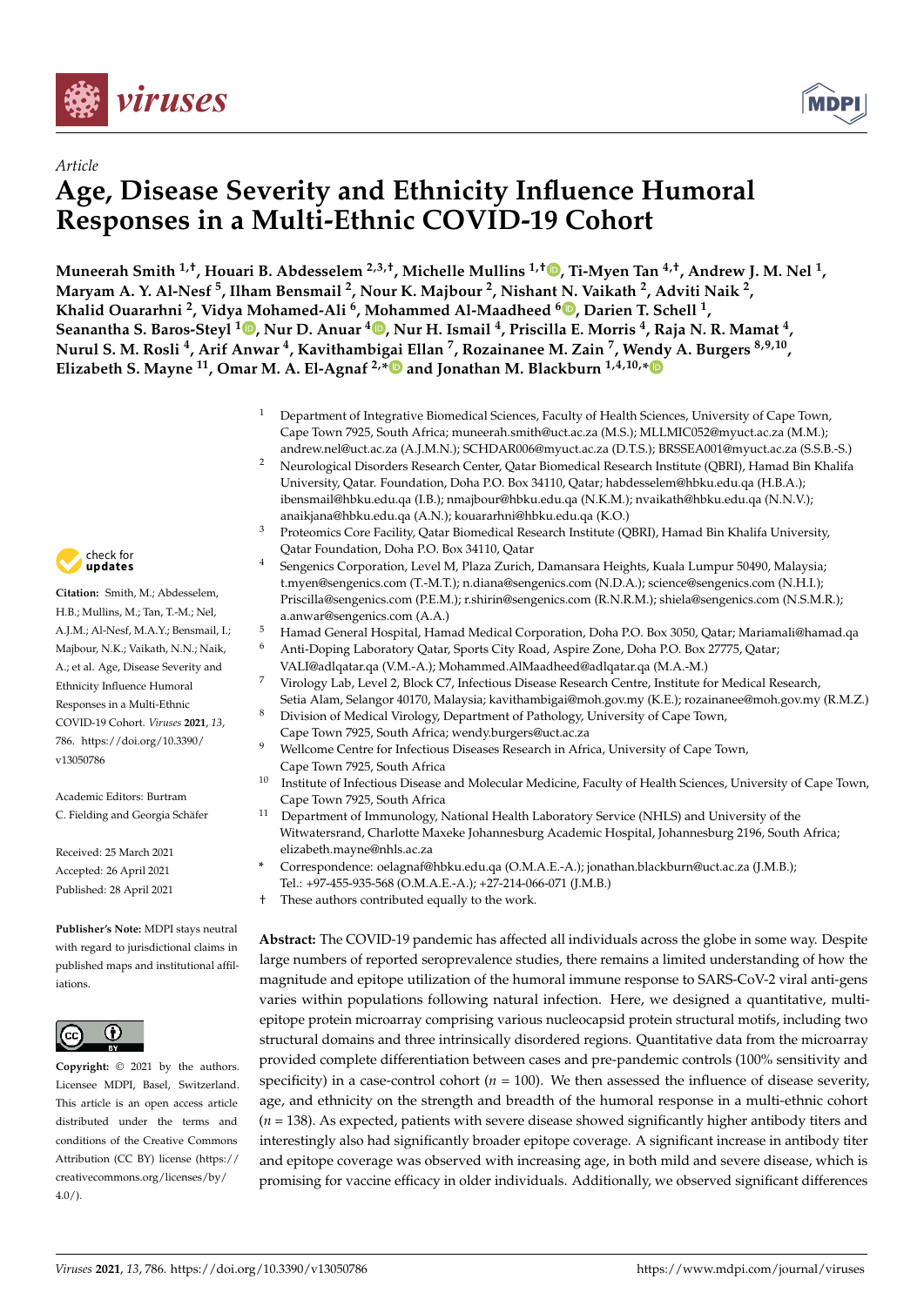*Article*

# Age, Disease Severity and Ethnicity Influence Humoral Responses in a Multi-Ethnic COVID-19 Cohort

**Muneerah Smith [1,†], Houari B. Abdesselem [2,3,†], Michelle Mullins [1,†], Ti-Myen Tan [4,†], Andrew J. M. Nel [1], Maryam A. Y. Al-Nesf [5], Ilham Bensmail [2], Nour K. Majbour [2], Nishant N. Vaikath [2], Adviti Naik [2], Khalid Ouararhni [2], Vidya Mohamed-Ali [6], Mohammed Al-Maadheed [6], Darien T. Schell [1], Seanantha S. Baros-Steyl [1], Nur D. Anuar [4], Nur H. Ismail [4], Priscilla E. Morris [4], Raja N. R. Mamat [4], Nurul S. M. Rosli [4], Arif Anwar [4], Kavithambigai Ellan [7], Rozainanee M. Zain [7], Wendy A. Burgers [8,9,10], Elizabeth S. Mayne [11], Omar M. A. El-Agnaf [2,*] and Jonathan M. Blackburn [1,4,10,*]**

1. Department of Integrative Biomedical Sciences, Faculty of Health Sciences, University of Cape Town, Cape Town 7925, South Africa; muneerah.smith@uct.ac.za (M.S.); MLLMIC052@myuct.ac.za (M.M.); andrew.nel@uct.ac.za (A.J.M.N.); SCHDAR006@myuct.ac.za (D.T.S.); BRSSEA001@myuct.ac.za (S.S.B.-S.)
2. Neurological Disorders Research Center, Qatar Biomedical Research Institute (QBRI), Hamad Bin Khalifa University, Qatar. Foundation, Doha P.O. Box 34110, Qatar; habdesselem@hbku.edu.qa (H.B.A.); ibensmail@hbku.edu.qa (I.B.); nmajbour@hbku.edu.qa (N.K.M.); nvaikath@hbku.edu.qa (N.N.V.); anaikjana@hbku.edu.qa (A.N.); kouararhni@hbku.edu.qa (K.O.)
3. Proteomics Core Facility, Qatar Biomedical Research Institute (QBRI), Hamad Bin Khalifa University, Qatar Foundation, Doha P.O. Box 34110, Qatar
4. Sengenics Corporation, Level M, Plaza Zurich, Damansara Heights, Kuala Lumpur 50490, Malaysia; t.myen@sengenics.com (T.-M.T.); n.diana@sengenics.com (N.D.A.); science@sengenics.com (N.H.I.); Priscilla@sengenics.com (P.E.M.); r.shirin@sengenics.com (R.N.R.M.); shiela@sengenics.com (N.S.M.R.); a.anwar@sengenics.com (A.A.)
5. Hamad General Hospital, Hamad Medical Corporation, Doha P.O. Box 3050, Qatar; Mariamali@hamad.qa
6. Anti-Doping Laboratory Qatar, Sports City Road, Aspire Zone, Doha P.O. Box 27775, Qatar; VALI@adlqatar.qa (V.M.-A.); Mohammed.AlMaadheed@adlqatar.qa (M.A.-M.)
7. Virology Lab, Level 2, Block C7, Infectious Disease Research Centre, Institute for Medical Research, Setia Alam, Selangor 40170, Malaysia; kavithambigai@moh.gov.my (K.E.); rozainanee@moh.gov.my (R.M.Z.)
8. Division of Medical Virology, Department of Pathology, University of Cape Town, Cape Town 7925, South Africa; wendy.burgers@uct.ac.za
9. Wellcome Centre for Infectious Diseases Research in Africa, University of Cape Town, Cape Town 7925, South Africa
10. Institute of Infectious Disease and Molecular Medicine, Faculty of Health Sciences, University of Cape Town, Cape Town 7925, South Africa
11. Department of Immunology, National Health Laboratory Service (NHLS) and University of the Witwatersrand, Charlotte Maxeke Johannesburg Academic Hospital, Johannesburg 2196, South Africa; elizabeth.mayne@nhls.ac.za

\* Correspondence: oelagnaf@hbku.edu.qa (O.M.A.E.-A.); jonathan.blackburn@uct.ac.za (J.M.B.); Tel.: +97-455-935-568 (O.M.A.E.-A.); +27-214-066-071 (J.M.B.)

† These authors contributed equally to the work.

**Citation:** Smith, M.; Abdesselem, H.B.; Mullins, M.; Tan, T.-M.; Nel, A.J.M.; Al-Nesf, M.A.Y.; Bensmail, I.; Majbour, N.K.; Vaikath, N.N.; Naik, A.; et al. Age, Disease Severity and Ethnicity Influence Humoral Responses in a Multi-Ethnic COVID-19 Cohort. *Viruses* **2021**, *13*, 786. https://doi.org/10.3390/v13050786

Academic Editors: Burtram C. Fielding and Georgia Schäfer

Received: 25 March 2021
Accepted: 26 April 2021
Published: 28 April 2021

**Publisher's Note:** MDPI stays neutral with regard to jurisdictional claims in published maps and institutional affiliations.

**Copyright:** © 2021 by the authors. Licensee MDPI, Basel, Switzerland. This article is an open access article distributed under the terms and conditions of the Creative Commons Attribution (CC BY) license (https://creativecommons.org/licenses/by/4.0/).

**Abstract:** The COVID-19 pandemic has affected all individuals across the globe in some way. Despite large numbers of reported seroprevalence studies, there remains a limited understanding of how the magnitude and epitope utilization of the humoral immune response to SARS-CoV-2 viral anti-gens varies within populations following natural infection. Here, we designed a quantitative, multi-epitope protein microarray comprising various nucleocapsid protein structural motifs, including two structural domains and three intrinsically disordered regions. Quantitative data from the microarray provided complete differentiation between cases and pre-pandemic controls (100% sensitivity and specificity) in a case-control cohort ($n$ = 100). We then assessed the influence of disease severity, age, and ethnicity on the strength and breadth of the humoral response in a multi-ethnic cohort ($n$ = 138). As expected, patients with severe disease showed significantly higher antibody titers and interestingly also had significantly broader epitope coverage. A significant increase in antibody titer and epitope coverage was observed with increasing age, in both mild and severe disease, which is promising for vaccine efficacy in older individuals. Additionally, we observed significant differences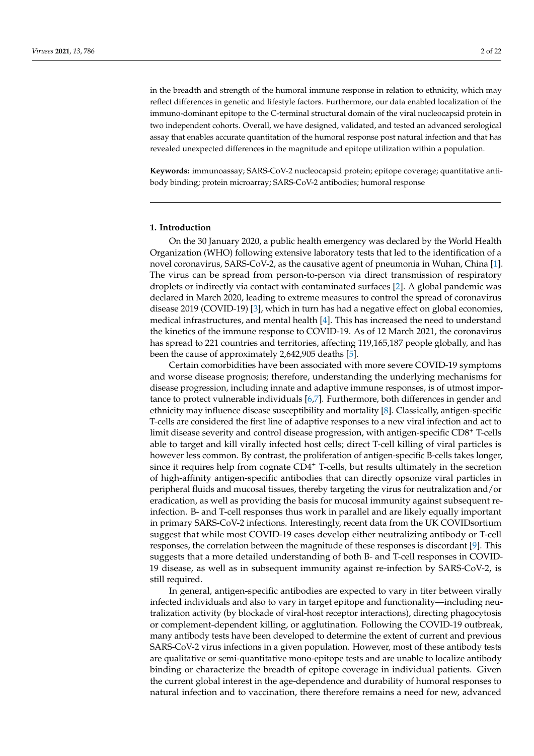in the breadth and strength of the humoral immune response in relation to ethnicity, which may reflect differences in genetic and lifestyle factors. Furthermore, our data enabled localization of the immuno-dominant epitope to the C-terminal structural domain of the viral nucleocapsid protein in two independent cohorts. Overall, we have designed, validated, and tested an advanced serological assay that enables accurate quantitation of the humoral response post natural infection and that has revealed unexpected differences in the magnitude and epitope utilization within a population.

**Keywords:** immunoassay; SARS-CoV-2 nucleocapsid protein; epitope coverage; quantitative antibody binding; protein microarray; SARS-CoV-2 antibodies; humoral response

## 1. Introduction

On the 30 January 2020, a public health emergency was declared by the World Health Organization (WHO) following extensive laboratory tests that led to the identification of a novel coronavirus, SARS-CoV-2, as the causative agent of pneumonia in Wuhan, China [1]. The virus can be spread from person-to-person via direct transmission of respiratory droplets or indirectly via contact with contaminated surfaces [2]. A global pandemic was declared in March 2020, leading to extreme measures to control the spread of coronavirus disease 2019 (COVID-19) [3], which in turn has had a negative effect on global economies, medical infrastructures, and mental health [4]. This has increased the need to understand the kinetics of the immune response to COVID-19. As of 12 March 2021, the coronavirus has spread to 221 countries and territories, affecting 119,165,187 people globally, and has been the cause of approximately 2,642,905 deaths [5].

Certain comorbidities have been associated with more severe COVID-19 symptoms and worse disease prognosis; therefore, understanding the underlying mechanisms for disease progression, including innate and adaptive immune responses, is of utmost importance to protect vulnerable individuals [6,7]. Furthermore, both differences in gender and ethnicity may influence disease susceptibility and mortality [8]. Classically, antigen-specific T-cells are considered the first line of adaptive responses to a new viral infection and act to limit disease severity and control disease progression, with antigen-specific $CD8^+$ T-cells able to target and kill virally infected host cells; direct T-cell killing of viral particles is however less common. By contrast, the proliferation of antigen-specific B-cells takes longer, since it requires help from cognate $CD4^+$ T-cells, but results ultimately in the secretion of high-affinity antigen-specific antibodies that can directly opsonize viral particles in peripheral fluids and mucosal tissues, thereby targeting the virus for neutralization and/or eradication, as well as providing the basis for mucosal immunity against subsequent re-infection. B- and T-cell responses thus work in parallel and are likely equally important in primary SARS-CoV-2 infections. Interestingly, recent data from the UK COVIDsortium suggest that while most COVID-19 cases develop either neutralizing antibody or T-cell responses, the correlation between the magnitude of these responses is discordant [9]. This suggests that a more detailed understanding of both B- and T-cell responses in COVID-19 disease, as well as in subsequent immunity against re-infection by SARS-CoV-2, is still required.

In general, antigen-specific antibodies are expected to vary in titer between virally infected individuals and also to vary in target epitope and functionality—including neutralization activity (by blockade of viral-host receptor interactions), directing phagocytosis or complement-dependent killing, or agglutination. Following the COVID-19 outbreak, many antibody tests have been developed to determine the extent of current and previous SARS-CoV-2 virus infections in a given population. However, most of these antibody tests are qualitative or semi-quantitative mono-epitope tests and are unable to localize antibody binding or characterize the breadth of epitope coverage in individual patients. Given the current global interest in the age-dependence and durability of humoral responses to natural infection and to vaccination, there therefore remains a need for new, advanced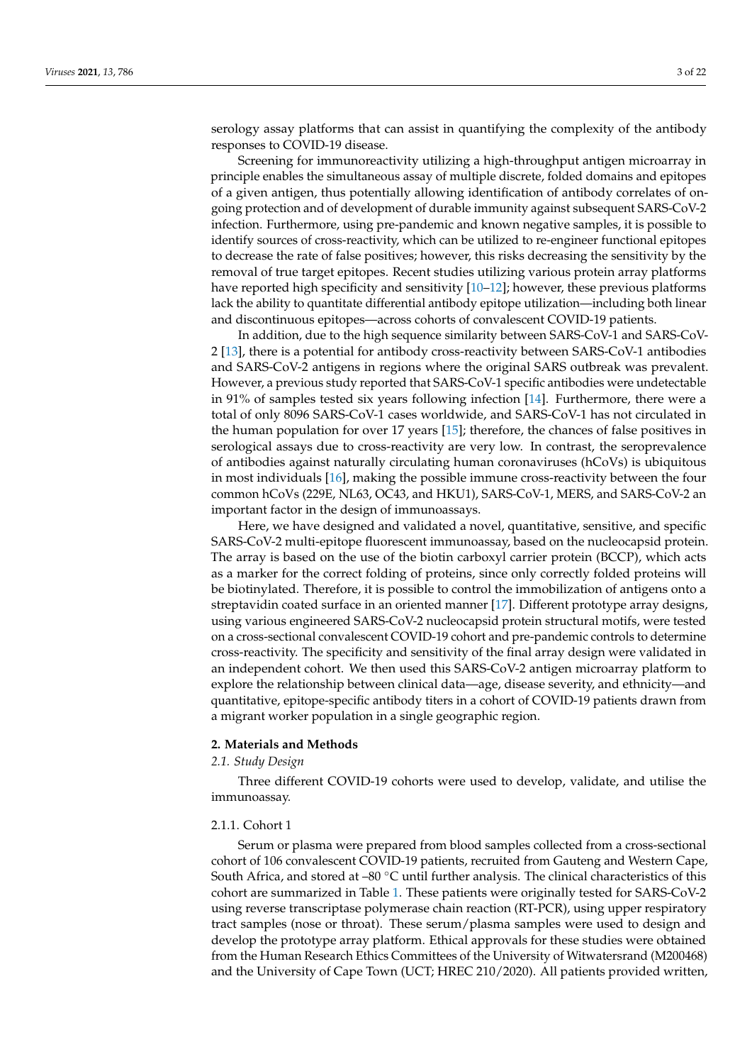serology assay platforms that can assist in quantifying the complexity of the antibody responses to COVID-19 disease.

Screening for immunoreactivity utilizing a high-throughput antigen microarray in principle enables the simultaneous assay of multiple discrete, folded domains and epitopes of a given antigen, thus potentially allowing identification of antibody correlates of ongoing protection and of development of durable immunity against subsequent SARS-CoV-2 infection. Furthermore, using pre-pandemic and known negative samples, it is possible to identify sources of cross-reactivity, which can be utilized to re-engineer functional epitopes to decrease the rate of false positives; however, this risks decreasing the sensitivity by the removal of true target epitopes. Recent studies utilizing various protein array platforms have reported high specificity and sensitivity [10–12]; however, these previous platforms lack the ability to quantitate differential antibody epitope utilization—including both linear and discontinuous epitopes—across cohorts of convalescent COVID-19 patients.

In addition, due to the high sequence similarity between SARS-CoV-1 and SARS-CoV-2 [13], there is a potential for antibody cross-reactivity between SARS-CoV-1 antibodies and SARS-CoV-2 antigens in regions where the original SARS outbreak was prevalent. However, a previous study reported that SARS-CoV-1 specific antibodies were undetectable in 91% of samples tested six years following infection [14]. Furthermore, there were a total of only 8096 SARS-CoV-1 cases worldwide, and SARS-CoV-1 has not circulated in the human population for over 17 years [15]; therefore, the chances of false positives in serological assays due to cross-reactivity are very low. In contrast, the seroprevalence of antibodies against naturally circulating human coronaviruses (hCoVs) is ubiquitous in most individuals [16], making the possible immune cross-reactivity between the four common hCoVs (229E, NL63, OC43, and HKU1), SARS-CoV-1, MERS, and SARS-CoV-2 an important factor in the design of immunoassays.

Here, we have designed and validated a novel, quantitative, sensitive, and specific SARS-CoV-2 multi-epitope fluorescent immunoassay, based on the nucleocapsid protein. The array is based on the use of the biotin carboxyl carrier protein (BCCP), which acts as a marker for the correct folding of proteins, since only correctly folded proteins will be biotinylated. Therefore, it is possible to control the immobilization of antigens onto a streptavidin coated surface in an oriented manner [17]. Different prototype array designs, using various engineered SARS-CoV-2 nucleocapsid protein structural motifs, were tested on a cross-sectional convalescent COVID-19 cohort and pre-pandemic controls to determine cross-reactivity. The specificity and sensitivity of the final array design were validated in an independent cohort. We then used this SARS-CoV-2 antigen microarray platform to explore the relationship between clinical data—age, disease severity, and ethnicity—and quantitative, epitope-specific antibody titers in a cohort of COVID-19 patients drawn from a migrant worker population in a single geographic region.

## 2. Materials and Methods

### 2.1. Study Design

Three different COVID-19 cohorts were used to develop, validate, and utilise the immunoassay.

#### 2.1.1. Cohort 1

Serum or plasma were prepared from blood samples collected from a cross-sectional cohort of 106 convalescent COVID-19 patients, recruited from Gauteng and Western Cape, South Africa, and stored at –80 °C until further analysis. The clinical characteristics of this cohort are summarized in Table 1. These patients were originally tested for SARS-CoV-2 using reverse transcriptase polymerase chain reaction (RT-PCR), using upper respiratory tract samples (nose or throat). These serum/plasma samples were used to design and develop the prototype array platform. Ethical approvals for these studies were obtained from the Human Research Ethics Committees of the University of Witwatersrand (M200468) and the University of Cape Town (UCT; HREC 210/2020). All patients provided written,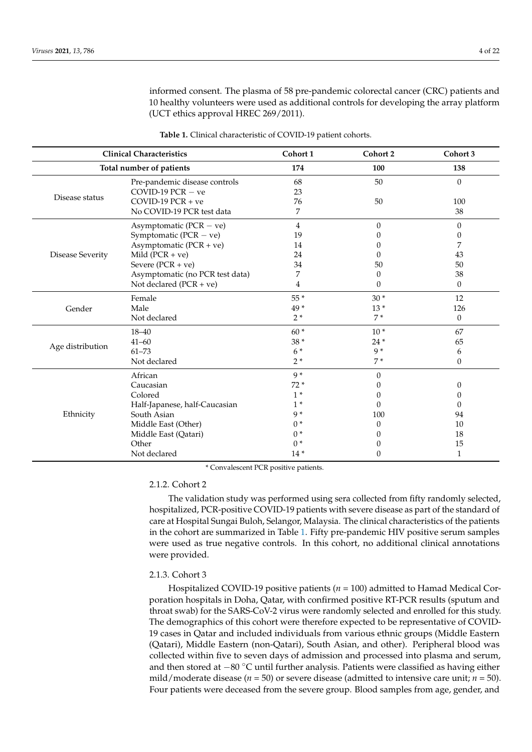informed consent. The plasma of 58 pre-pandemic colorectal cancer (CRC) patients and 10 healthy volunteers were used as additional controls for developing the array platform (UCT ethics approval HREC 269/2011).

**Table 1.** Clinical characteristic of COVID-19 patient cohorts.

| Clinical Characteristics | | Cohort 1 | Cohort 2 | Cohort 3 |
|---|---|---|---|---|
| **Total number of patients** | | **174** | **100** | **138** |
| Disease status | Pre-pandemic disease controls | 68 | 50 | 0 |
| | COVID-19 PCR − ve | 23 | | |
| | COVID-19 PCR + ve | 76 | 50 | 100 |
| | No COVID-19 PCR test data | 7 | | 38 |
| Disease Severity | Asymptomatic (PCR − ve) | 4 | 0 | 0 |
| | Symptomatic (PCR − ve) | 19 | 0 | 0 |
| | Asymptomatic (PCR + ve) | 14 | 0 | 7 |
| | Mild (PCR + ve) | 24 | 0 | 43 |
| | Severe (PCR + ve) | 34 | 50 | 50 |
| | Asymptomatic (no PCR test data) | 7 | 0 | 38 |
| | Not declared (PCR + ve) | 4 | 0 | 0 |
| Gender | Female | 55 * | 30 * | 12 |
| | Male | 49 * | 13 * | 126 |
| | Not declared | 2 * | 7 * | 0 |
| Age distribution | 18–40 | 60 * | 10 * | 67 |
| | 41–60 | 38 * | 24 * | 65 |
| | 61–73 | 6 * | 9 * | 6 |
| | Not declared | 2 * | 7 * | 0 |
| Ethnicity | African | 9 * | 0 | |
| | Caucasian | 72 * | 0 | 0 |
| | Colored | 1 * | 0 | 0 |
| | Half-Japanese, half-Caucasian | 1 * | 0 | 0 |
| | South Asian | 9 * | 100 | 94 |
| | Middle East (Other) | 0 * | 0 | 10 |
| | Middle East (Qatari) | 0 * | 0 | 18 |
| | Other | 0 * | 0 | 15 |
| | Not declared | 14 * | 0 | 1 |

\* Convalescent PCR positive patients.

#### 2.1.2. Cohort 2

The validation study was performed using sera collected from fifty randomly selected, hospitalized, PCR-positive COVID-19 patients with severe disease as part of the standard of care at Hospital Sungai Buloh, Selangor, Malaysia. The clinical characteristics of the patients in the cohort are summarized in Table 1. Fifty pre-pandemic HIV positive serum samples were used as true negative controls. In this cohort, no additional clinical annotations were provided.

#### 2.1.3. Cohort 3

Hospitalized COVID-19 positive patients ($n$ = 100) admitted to Hamad Medical Corporation hospitals in Doha, Qatar, with confirmed positive RT-PCR results (sputum and throat swab) for the SARS-CoV-2 virus were randomly selected and enrolled for this study. The demographics of this cohort were therefore expected to be representative of COVID-19 cases in Qatar and included individuals from various ethnic groups (Middle Eastern (Qatari), Middle Eastern (non-Qatari), South Asian, and other). Peripheral blood was collected within five to seven days of admission and processed into plasma and serum, and then stored at −80 °C until further analysis. Patients were classified as having either mild/moderate disease ($n$ = 50) or severe disease (admitted to intensive care unit; $n$ = 50). Four patients were deceased from the severe group. Blood samples from age, gender, and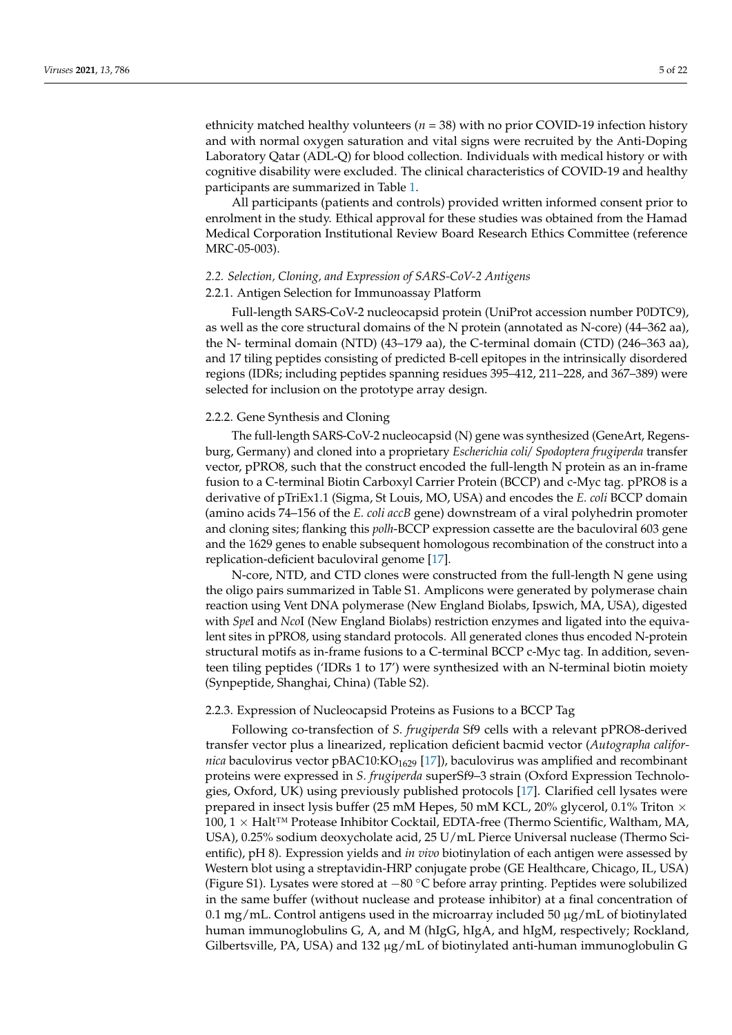ethnicity matched healthy volunteers ($n$ = 38) with no prior COVID-19 infection history and with normal oxygen saturation and vital signs were recruited by the Anti-Doping Laboratory Qatar (ADL-Q) for blood collection. Individuals with medical history or with cognitive disability were excluded. The clinical characteristics of COVID-19 and healthy participants are summarized in Table 1.

All participants (patients and controls) provided written informed consent prior to enrolment in the study. Ethical approval for these studies was obtained from the Hamad Medical Corporation Institutional Review Board Research Ethics Committee (reference MRC-05-003).

### *2.2. Selection, Cloning, and Expression of SARS-CoV-2 Antigens*

#### 2.2.1. Antigen Selection for Immunoassay Platform

Full-length SARS-CoV-2 nucleocapsid protein (UniProt accession number P0DTC9), as well as the core structural domains of the N protein (annotated as N-core) (44–362 aa), the N- terminal domain (NTD) (43–179 aa), the C-terminal domain (CTD) (246–363 aa), and 17 tiling peptides consisting of predicted B-cell epitopes in the intrinsically disordered regions (IDRs; including peptides spanning residues 395–412, 211–228, and 367–389) were selected for inclusion on the prototype array design.

#### 2.2.2. Gene Synthesis and Cloning

The full-length SARS-CoV-2 nucleocapsid (N) gene was synthesized (GeneArt, Regensburg, Germany) and cloned into a proprietary *Escherichia coli/ Spodoptera frugiperda* transfer vector, pPRO8, such that the construct encoded the full-length N protein as an in-frame fusion to a C-terminal Biotin Carboxyl Carrier Protein (BCCP) and c-Myc tag. pPRO8 is a derivative of pTriEx1.1 (Sigma, St Louis, MO, USA) and encodes the *E. coli* BCCP domain (amino acids 74–156 of the *E. coli accB* gene) downstream of a viral polyhedrin promoter and cloning sites; flanking this *polh*-BCCP expression cassette are the baculoviral 603 gene and the 1629 genes to enable subsequent homologous recombination of the construct into a replication-deficient baculoviral genome [17].

N-core, NTD, and CTD clones were constructed from the full-length N gene using the oligo pairs summarized in Table S1. Amplicons were generated by polymerase chain reaction using Vent DNA polymerase (New England Biolabs, Ipswich, MA, USA), digested with *Spe*I and *Nco*I (New England Biolabs) restriction enzymes and ligated into the equivalent sites in pPRO8, using standard protocols. All generated clones thus encoded N-protein structural motifs as in-frame fusions to a C-terminal BCCP c-Myc tag. In addition, seventeen tiling peptides ('IDRs 1 to 17') were synthesized with an N-terminal biotin moiety (Synpeptide, Shanghai, China) (Table S2).

#### 2.2.3. Expression of Nucleocapsid Proteins as Fusions to a BCCP Tag

Following co-transfection of *S. frugiperda* Sf9 cells with a relevant pPRO8-derived transfer vector plus a linearized, replication deficient bacmid vector (*Autographa californica* baculovirus vector pBAC10:$KO_{1629}$ [17]), baculovirus was amplified and recombinant proteins were expressed in *S. frugiperda* superSf9–3 strain (Oxford Expression Technologies, Oxford, UK) using previously published protocols [17]. Clarified cell lysates were prepared in insect lysis buffer (25 mM Hepes, 50 mM KCL, 20% glycerol, 0.1% Triton × 100, 1 × Halt™ Protease Inhibitor Cocktail, EDTA-free (Thermo Scientific, Waltham, MA, USA), 0.25% sodium deoxycholate acid, 25 U/mL Pierce Universal nuclease (Thermo Scientific), pH 8). Expression yields and *in vivo* biotinylation of each antigen were assessed by Western blot using a streptavidin-HRP conjugate probe (GE Healthcare, Chicago, IL, USA) (Figure S1). Lysates were stored at −80 °C before array printing. Peptides were solubilized in the same buffer (without nuclease and protease inhibitor) at a final concentration of 0.1 mg/mL. Control antigens used in the microarray included 50 µg/mL of biotinylated human immunoglobulins G, A, and M (hIgG, hIgA, and hIgM, respectively; Rockland, Gilbertsville, PA, USA) and 132 µg/mL of biotinylated anti-human immunoglobulin G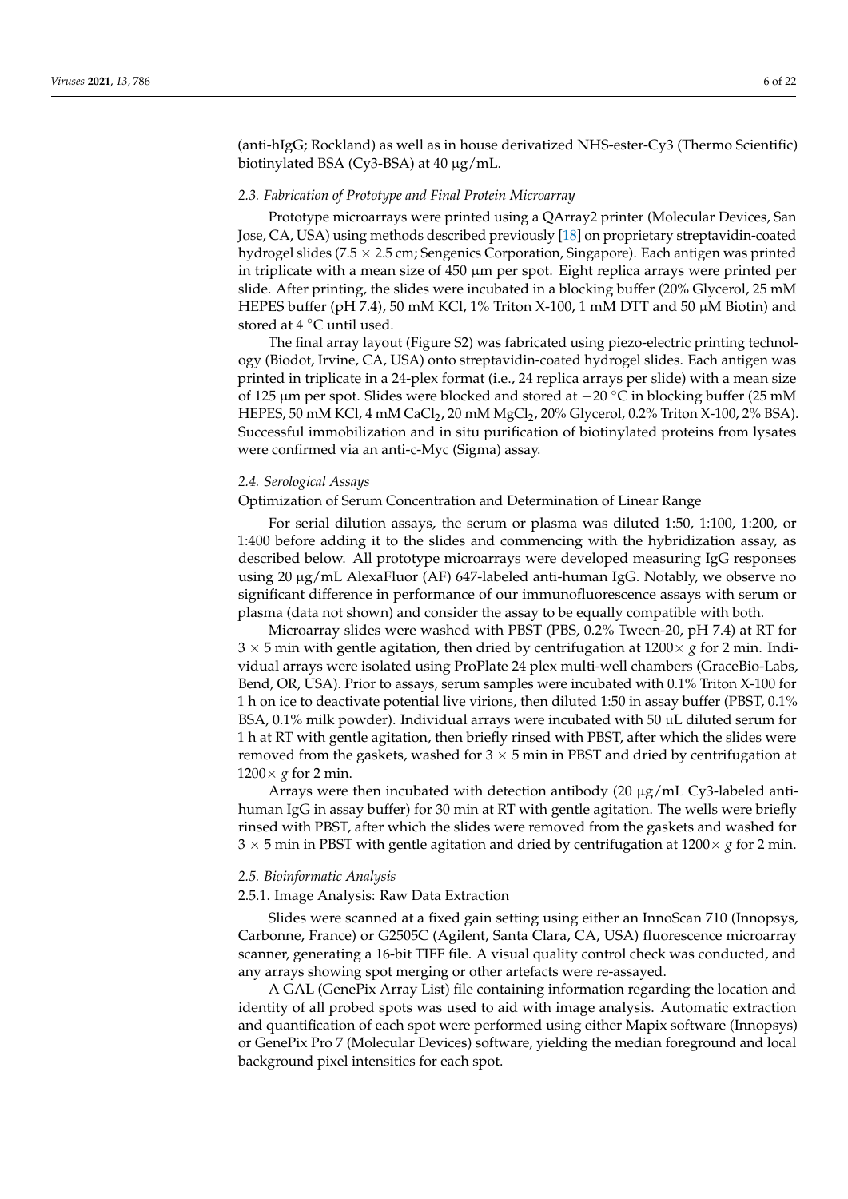(anti-hIgG; Rockland) as well as in house derivatized NHS-ester-Cy3 (Thermo Scientific) biotinylated BSA (Cy3-BSA) at 40 μg/mL.

### 2.3. Fabrication of Prototype and Final Protein Microarray

Prototype microarrays were printed using a QArray2 printer (Molecular Devices, San Jose, CA, USA) using methods described previously [18] on proprietary streptavidin-coated hydrogel slides (7.5 × 2.5 cm; Sengenics Corporation, Singapore). Each antigen was printed in triplicate with a mean size of 450 μm per spot. Eight replica arrays were printed per slide. After printing, the slides were incubated in a blocking buffer (20% Glycerol, 25 mM HEPES buffer (pH 7.4), 50 mM KCl, 1% Triton X-100, 1 mM DTT and 50 μM Biotin) and stored at 4 °C until used.

The final array layout (Figure S2) was fabricated using piezo-electric printing technology (Biodot, Irvine, CA, USA) onto streptavidin-coated hydrogel slides. Each antigen was printed in triplicate in a 24-plex format (i.e., 24 replica arrays per slide) with a mean size of 125 μm per spot. Slides were blocked and stored at −20 °C in blocking buffer (25 mM HEPES, 50 mM KCl, 4 mM $CaCl_2$, 20 mM $MgCl_2$, 20% Glycerol, 0.2% Triton X-100, 2% BSA). Successful immobilization and in situ purification of biotinylated proteins from lysates were confirmed via an anti-c-Myc (Sigma) assay.

### 2.4. Serological Assays

Optimization of Serum Concentration and Determination of Linear Range

For serial dilution assays, the serum or plasma was diluted 1:50, 1:100, 1:200, or 1:400 before adding it to the slides and commencing with the hybridization assay, as described below. All prototype microarrays were developed measuring IgG responses using 20 μg/mL AlexaFluor (AF) 647-labeled anti-human IgG. Notably, we observe no significant difference in performance of our immunofluorescence assays with serum or plasma (data not shown) and consider the assay to be equally compatible with both.

Microarray slides were washed with PBST (PBS, 0.2% Tween-20, pH 7.4) at RT for 3 × 5 min with gentle agitation, then dried by centrifugation at 1200× *g* for 2 min. Individual arrays were isolated using ProPlate 24 plex multi-well chambers (GraceBio-Labs, Bend, OR, USA). Prior to assays, serum samples were incubated with 0.1% Triton X-100 for 1 h on ice to deactivate potential live virions, then diluted 1:50 in assay buffer (PBST, 0.1% BSA, 0.1% milk powder). Individual arrays were incubated with 50 μL diluted serum for 1 h at RT with gentle agitation, then briefly rinsed with PBST, after which the slides were removed from the gaskets, washed for 3 × 5 min in PBST and dried by centrifugation at 1200× *g* for 2 min.

Arrays were then incubated with detection antibody (20 μg/mL Cy3-labeled anti-human IgG in assay buffer) for 30 min at RT with gentle agitation. The wells were briefly rinsed with PBST, after which the slides were removed from the gaskets and washed for 3 × 5 min in PBST with gentle agitation and dried by centrifugation at 1200× *g* for 2 min.

### 2.5. Bioinformatic Analysis

#### 2.5.1. Image Analysis: Raw Data Extraction

Slides were scanned at a fixed gain setting using either an InnoScan 710 (Innopsys, Carbonne, France) or G2505C (Agilent, Santa Clara, CA, USA) fluorescence microarray scanner, generating a 16-bit TIFF file. A visual quality control check was conducted, and any arrays showing spot merging or other artefacts were re-assayed.

A GAL (GenePix Array List) file containing information regarding the location and identity of all probed spots was used to aid with image analysis. Automatic extraction and quantification of each spot were performed using either Mapix software (Innopsys) or GenePix Pro 7 (Molecular Devices) software, yielding the median foreground and local background pixel intensities for each spot.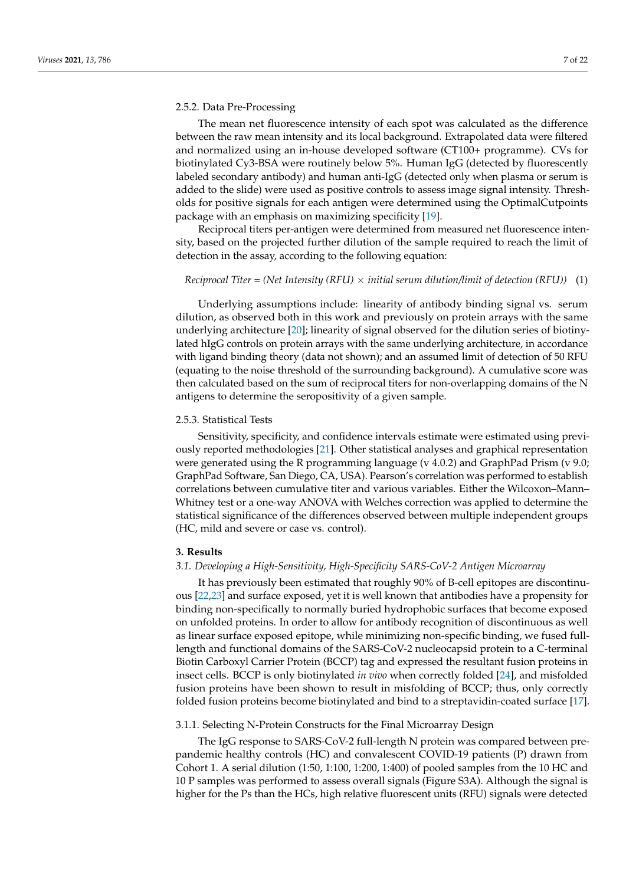#### 2.5.2. Data Pre-Processing

The mean net fluorescence intensity of each spot was calculated as the difference between the raw mean intensity and its local background. Extrapolated data were filtered and normalized using an in-house developed software (CT100+ programme). CVs for biotinylated Cy3-BSA were routinely below 5%. Human IgG (detected by fluorescently labeled secondary antibody) and human anti-IgG (detected only when plasma or serum is added to the slide) were used as positive controls to assess image signal intensity. Thresholds for positive signals for each antigen were determined using the OptimalCutpoints package with an emphasis on maximizing specificity [19].

Reciprocal titers per-antigen were determined from measured net fluorescence intensity, based on the projected further dilution of the sample required to reach the limit of detection in the assay, according to the following equation:

$$\textit{Reciprocal Titer} = (\textit{Net Intensity (RFU)} \times \textit{initial serum dilution/limit of detection (RFU)}) \quad (1)$$

Underlying assumptions include: linearity of antibody binding signal vs. serum dilution, as observed both in this work and previously on protein arrays with the same underlying architecture [20]; linearity of signal observed for the dilution series of biotinylated hIgG controls on protein arrays with the same underlying architecture, in accordance with ligand binding theory (data not shown); and an assumed limit of detection of 50 RFU (equating to the noise threshold of the surrounding background). A cumulative score was then calculated based on the sum of reciprocal titers for non-overlapping domains of the N antigens to determine the seropositivity of a given sample.

#### 2.5.3. Statistical Tests

Sensitivity, specificity, and confidence intervals estimate were estimated using previously reported methodologies [21]. Other statistical analyses and graphical representation were generated using the R programming language (v 4.0.2) and GraphPad Prism (v 9.0; GraphPad Software, San Diego, CA, USA). Pearson's correlation was performed to establish correlations between cumulative titer and various variables. Either the Wilcoxon–Mann–Whitney test or a one-way ANOVA with Welches correction was applied to determine the statistical significance of the differences observed between multiple independent groups (HC, mild and severe or case vs. control).

## 3. Results

### *3.1. Developing a High-Sensitivity, High-Specificity SARS-CoV-2 Antigen Microarray*

It has previously been estimated that roughly 90% of B-cell epitopes are discontinuous [22,23] and surface exposed, yet it is well known that antibodies have a propensity for binding non-specifically to normally buried hydrophobic surfaces that become exposed on unfolded proteins. In order to allow for antibody recognition of discontinuous as well as linear surface exposed epitope, while minimizing non-specific binding, we fused full-length and functional domains of the SARS-CoV-2 nucleocapsid protein to a C-terminal Biotin Carboxyl Carrier Protein (BCCP) tag and expressed the resultant fusion proteins in insect cells. BCCP is only biotinylated *in vivo* when correctly folded [24], and misfolded fusion proteins have been shown to result in misfolding of BCCP; thus, only correctly folded fusion proteins become biotinylated and bind to a streptavidin-coated surface [17].

#### 3.1.1. Selecting N-Protein Constructs for the Final Microarray Design

The IgG response to SARS-CoV-2 full-length N protein was compared between pre-pandemic healthy controls (HC) and convalescent COVID-19 patients (P) drawn from Cohort 1. A serial dilution (1:50, 1:100, 1:200, 1:400) of pooled samples from the 10 HC and 10 P samples was performed to assess overall signals (Figure S3A). Although the signal is higher for the Ps than the HCs, high relative fluorescent units (RFU) signals were detected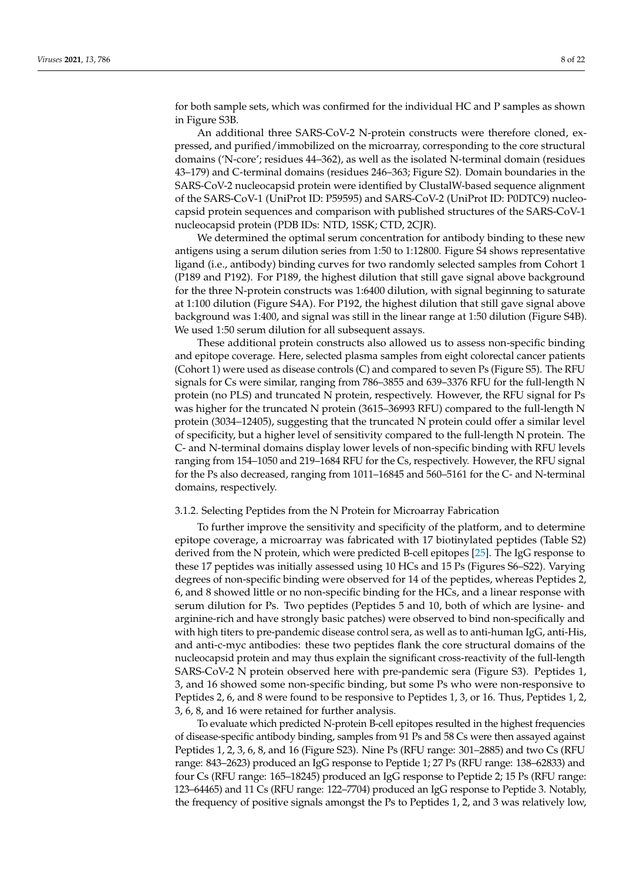for both sample sets, which was confirmed for the individual HC and P samples as shown in Figure S3B.

An additional three SARS-CoV-2 N-protein constructs were therefore cloned, expressed, and purified/immobilized on the microarray, corresponding to the core structural domains ('N-core'; residues 44–362), as well as the isolated N-terminal domain (residues 43–179) and C-terminal domains (residues 246–363; Figure S2). Domain boundaries in the SARS-CoV-2 nucleocapsid protein were identified by ClustalW-based sequence alignment of the SARS-CoV-1 (UniProt ID: P59595) and SARS-CoV-2 (UniProt ID: P0DTC9) nucleocapsid protein sequences and comparison with published structures of the SARS-CoV-1 nucleocapsid protein (PDB IDs: NTD, 1SSK; CTD, 2CJR).

We determined the optimal serum concentration for antibody binding to these new antigens using a serum dilution series from 1:50 to 1:12800. Figure S4 shows representative ligand (i.e., antibody) binding curves for two randomly selected samples from Cohort 1 (P189 and P192). For P189, the highest dilution that still gave signal above background for the three N-protein constructs was 1:6400 dilution, with signal beginning to saturate at 1:100 dilution (Figure S4A). For P192, the highest dilution that still gave signal above background was 1:400, and signal was still in the linear range at 1:50 dilution (Figure S4B). We used 1:50 serum dilution for all subsequent assays.

These additional protein constructs also allowed us to assess non-specific binding and epitope coverage. Here, selected plasma samples from eight colorectal cancer patients (Cohort 1) were used as disease controls (C) and compared to seven Ps (Figure S5). The RFU signals for Cs were similar, ranging from 786–3855 and 639–3376 RFU for the full-length N protein (no PLS) and truncated N protein, respectively. However, the RFU signal for Ps was higher for the truncated N protein (3615–36993 RFU) compared to the full-length N protein (3034–12405), suggesting that the truncated N protein could offer a similar level of specificity, but a higher level of sensitivity compared to the full-length N protein. The C- and N-terminal domains display lower levels of non-specific binding with RFU levels ranging from 154–1050 and 219–1684 RFU for the Cs, respectively. However, the RFU signal for the Ps also decreased, ranging from 1011–16845 and 560–5161 for the C- and N-terminal domains, respectively.

#### 3.1.2. Selecting Peptides from the N Protein for Microarray Fabrication

To further improve the sensitivity and specificity of the platform, and to determine epitope coverage, a microarray was fabricated with 17 biotinylated peptides (Table S2) derived from the N protein, which were predicted B-cell epitopes [25]. The IgG response to these 17 peptides was initially assessed using 10 HCs and 15 Ps (Figures S6–S22). Varying degrees of non-specific binding were observed for 14 of the peptides, whereas Peptides 2, 6, and 8 showed little or no non-specific binding for the HCs, and a linear response with serum dilution for Ps. Two peptides (Peptides 5 and 10, both of which are lysine- and arginine-rich and have strongly basic patches) were observed to bind non-specifically and with high titers to pre-pandemic disease control sera, as well as to anti-human IgG, anti-His, and anti-c-myc antibodies: these two peptides flank the core structural domains of the nucleocapsid protein and may thus explain the significant cross-reactivity of the full-length SARS-CoV-2 N protein observed here with pre-pandemic sera (Figure S3). Peptides 1, 3, and 16 showed some non-specific binding, but some Ps who were non-responsive to Peptides 2, 6, and 8 were found to be responsive to Peptides 1, 3, or 16. Thus, Peptides 1, 2, 3, 6, 8, and 16 were retained for further analysis.

To evaluate which predicted N-protein B-cell epitopes resulted in the highest frequencies of disease-specific antibody binding, samples from 91 Ps and 58 Cs were then assayed against Peptides 1, 2, 3, 6, 8, and 16 (Figure S23). Nine Ps (RFU range: 301–2885) and two Cs (RFU range: 843–2623) produced an IgG response to Peptide 1; 27 Ps (RFU range: 138–62833) and four Cs (RFU range: 165–18245) produced an IgG response to Peptide 2; 15 Ps (RFU range: 123–64465) and 11 Cs (RFU range: 122–7704) produced an IgG response to Peptide 3. Notably, the frequency of positive signals amongst the Ps to Peptides 1, 2, and 3 was relatively low,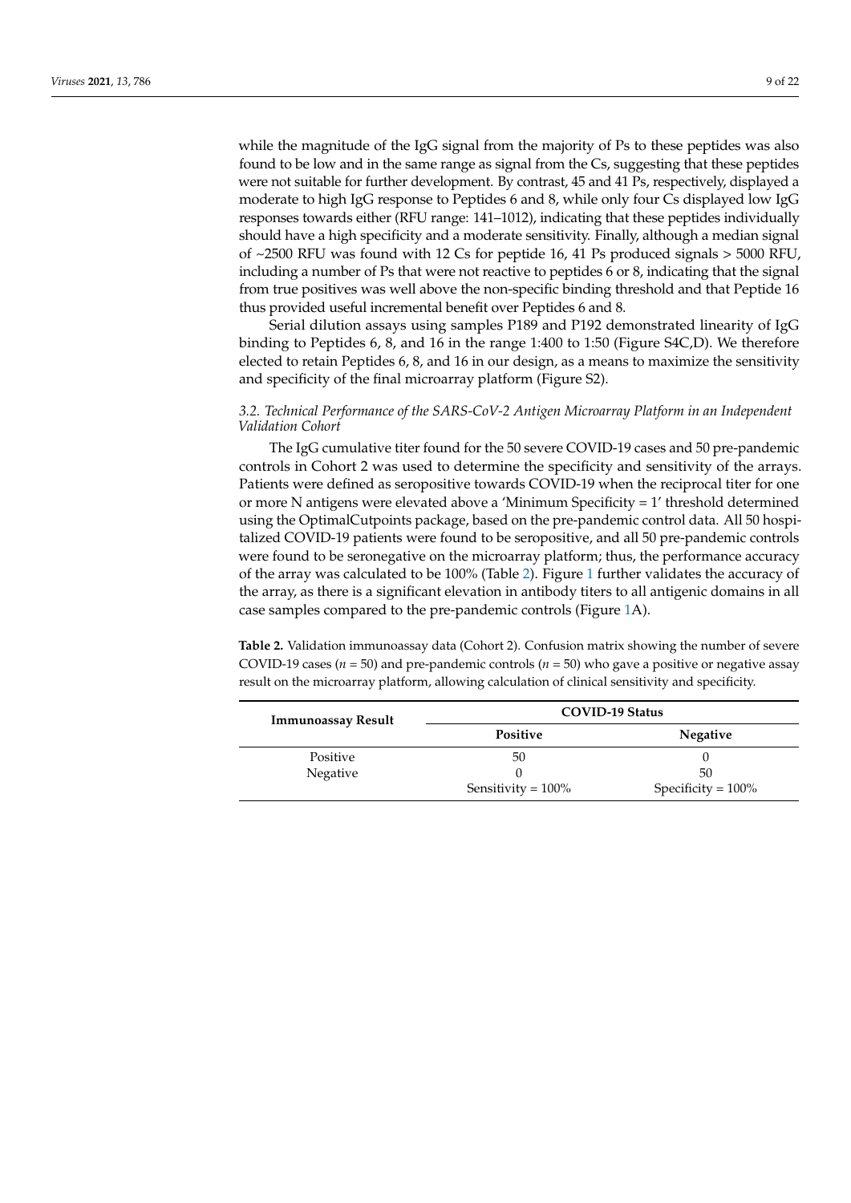while the magnitude of the IgG signal from the majority of Ps to these peptides was also found to be low and in the same range as signal from the Cs, suggesting that these peptides were not suitable for further development. By contrast, 45 and 41 Ps, respectively, displayed a moderate to high IgG response to Peptides 6 and 8, while only four Cs displayed low IgG responses towards either (RFU range: 141–1012), indicating that these peptides individually should have a high specificity and a moderate sensitivity. Finally, although a median signal of ~2500 RFU was found with 12 Cs for peptide 16, 41 Ps produced signals > 5000 RFU, including a number of Ps that were not reactive to peptides 6 or 8, indicating that the signal from true positives was well above the non-specific binding threshold and that Peptide 16 thus provided useful incremental benefit over Peptides 6 and 8.

Serial dilution assays using samples P189 and P192 demonstrated linearity of IgG binding to Peptides 6, 8, and 16 in the range 1:400 to 1:50 (Figure S4C,D). We therefore elected to retain Peptides 6, 8, and 16 in our design, as a means to maximize the sensitivity and specificity of the final microarray platform (Figure S2).

### *3.2. Technical Performance of the SARS-CoV-2 Antigen Microarray Platform in an Independent Validation Cohort*

The IgG cumulative titer found for the 50 severe COVID-19 cases and 50 pre-pandemic controls in Cohort 2 was used to determine the specificity and sensitivity of the arrays. Patients were defined as seropositive towards COVID-19 when the reciprocal titer for one or more N antigens were elevated above a 'Minimum Specificity = 1' threshold determined using the OptimalCutpoints package, based on the pre-pandemic control data. All 50 hospitalized COVID-19 patients were found to be seropositive, and all 50 pre-pandemic controls were found to be seronegative on the microarray platform; thus, the performance accuracy of the array was calculated to be 100% (Table 2). Figure 1 further validates the accuracy of the array, as there is a significant elevation in antibody titers to all antigenic domains in all case samples compared to the pre-pandemic controls (Figure 1A).

**Table 2.** Validation immunoassay data (Cohort 2). Confusion matrix showing the number of severe COVID-19 cases ($n$ = 50) and pre-pandemic controls ($n$ = 50) who gave a positive or negative assay result on the microarray platform, allowing calculation of clinical sensitivity and specificity.

| Immunoassay Result | COVID-19 Status | |
|---|---|---|
| | **Positive** | **Negative** |
| Positive | 50 | 0 |
| Negative | 0 | 50 |
| | Sensitivity = 100% | Specificity = 100% |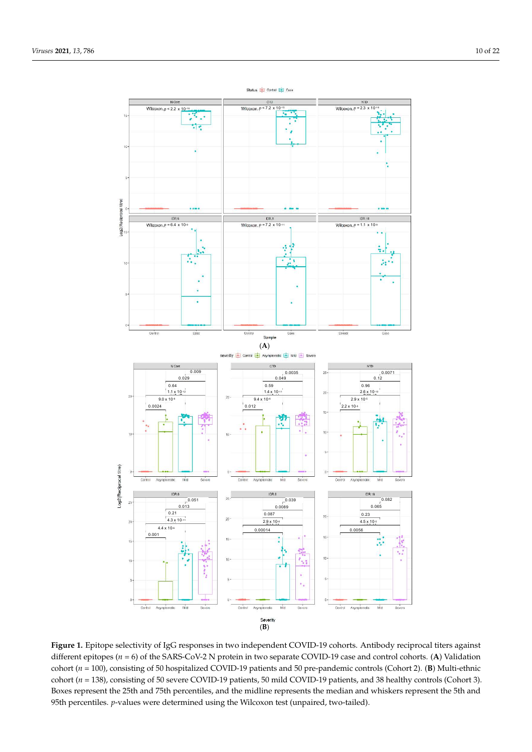**Figure 1.** Epitope selectivity of IgG responses in two independent COVID-19 cohorts. Antibody reciprocal titers against different epitopes ($n = 6$) of the SARS-CoV-2 N protein in two separate COVID-19 case and control cohorts. (**A**) Validation cohort ($n = 100$), consisting of 50 hospitalized COVID-19 patients and 50 pre-pandemic controls (Cohort 2). (**B**) Multi-ethnic cohort ($n = 138$), consisting of 50 severe COVID-19 patients, 50 mild COVID-19 patients, and 38 healthy controls (Cohort 3). Boxes represent the 25th and 75th percentiles, and the midline represents the median and whiskers represent the 5th and 95th percentiles. *p*-values were determined using the Wilcoxon test (unpaired, two-tailed).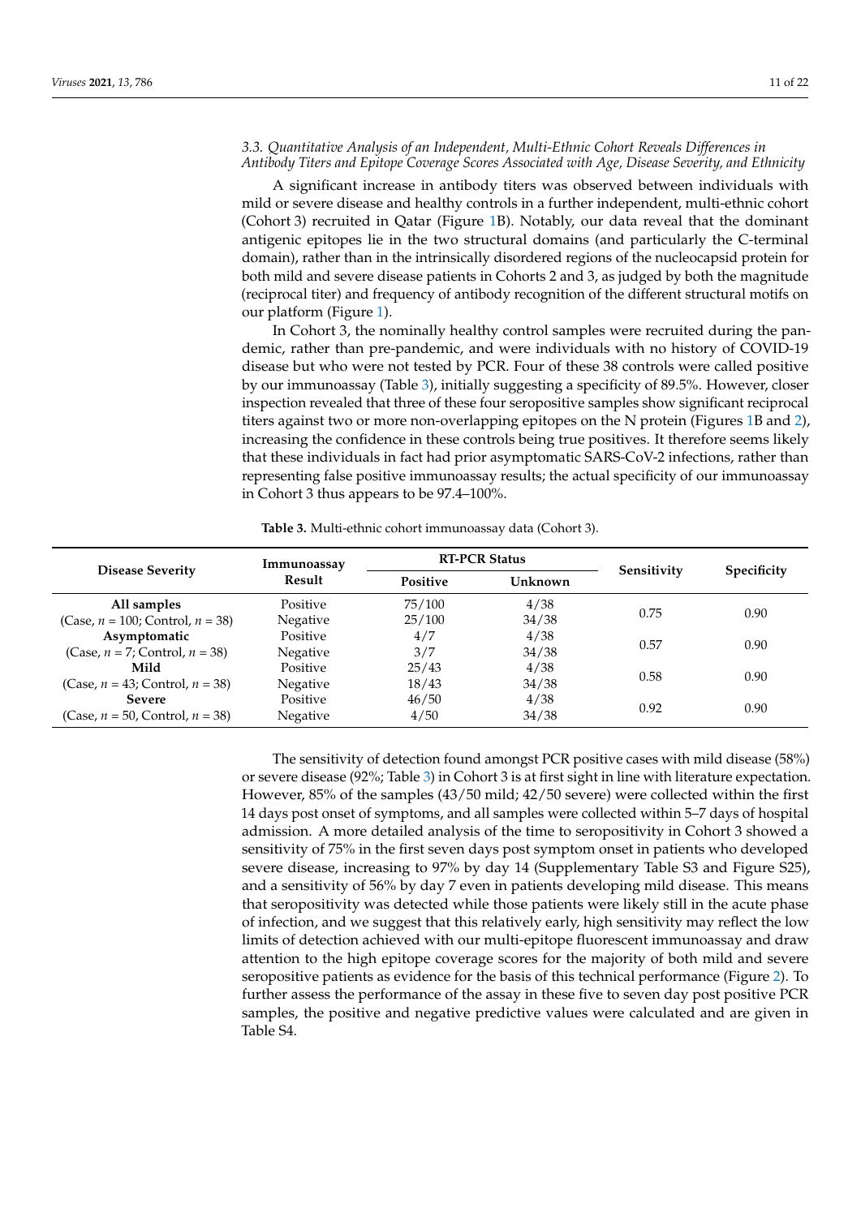### 3.3. Quantitative Analysis of an Independent, Multi-Ethnic Cohort Reveals Differences in Antibody Titers and Epitope Coverage Scores Associated with Age, Disease Severity, and Ethnicity

A significant increase in antibody titers was observed between individuals with mild or severe disease and healthy controls in a further independent, multi-ethnic cohort (Cohort 3) recruited in Qatar (Figure 1B). Notably, our data reveal that the dominant antigenic epitopes lie in the two structural domains (and particularly the C-terminal domain), rather than in the intrinsically disordered regions of the nucleocapsid protein for both mild and severe disease patients in Cohorts 2 and 3, as judged by both the magnitude (reciprocal titer) and frequency of antibody recognition of the different structural motifs on our platform (Figure 1).

In Cohort 3, the nominally healthy control samples were recruited during the pandemic, rather than pre-pandemic, and were individuals with no history of COVID-19 disease but who were not tested by PCR. Four of these 38 controls were called positive by our immunoassay (Table 3), initially suggesting a specificity of 89.5%. However, closer inspection revealed that three of these four seropositive samples show significant reciprocal titers against two or more non-overlapping epitopes on the N protein (Figures 1B and 2), increasing the confidence in these controls being true positives. It therefore seems likely that these individuals in fact had prior asymptomatic SARS-CoV-2 infections, rather than representing false positive immunoassay results; the actual specificity of our immunoassay in Cohort 3 thus appears to be 97.4–100%.

**Table 3.** Multi-ethnic cohort immunoassay data (Cohort 3).

| Disease Severity | Immunoassay Result | RT-PCR Status | | Sensitivity | Specificity |
|---|---|---|---|---|---|
| | | Positive | Unknown | | |
| **All samples** (Case, $n$ = 100; Control, $n$ = 38) | Positive | 75/100 | 4/38 | 0.75 | 0.90 |
| | Negative | 25/100 | 34/38 | | |
| **Asymptomatic** (Case, $n$ = 7; Control, $n$ = 38) | Positive | 4/7 | 4/38 | 0.57 | 0.90 |
| | Negative | 3/7 | 34/38 | | |
| **Mild** (Case, $n$ = 43; Control, $n$ = 38) | Positive | 25/43 | 4/38 | 0.58 | 0.90 |
| | Negative | 18/43 | 34/38 | | |
| **Severe** (Case, $n$ = 50, Control, $n$ = 38) | Positive | 46/50 | 4/38 | 0.92 | 0.90 |
| | Negative | 4/50 | 34/38 | | |

The sensitivity of detection found amongst PCR positive cases with mild disease (58%) or severe disease (92%; Table 3) in Cohort 3 is at first sight in line with literature expectation. However, 85% of the samples (43/50 mild; 42/50 severe) were collected within the first 14 days post onset of symptoms, and all samples were collected within 5–7 days of hospital admission. A more detailed analysis of the time to seropositivity in Cohort 3 showed a sensitivity of 75% in the first seven days post symptom onset in patients who developed severe disease, increasing to 97% by day 14 (Supplementary Table S3 and Figure S25), and a sensitivity of 56% by day 7 even in patients developing mild disease. This means that seropositivity was detected while those patients were likely still in the acute phase of infection, and we suggest that this relatively early, high sensitivity may reflect the low limits of detection achieved with our multi-epitope fluorescent immunoassay and draw attention to the high epitope coverage scores for the majority of both mild and severe seropositive patients as evidence for the basis of this technical performance (Figure 2). To further assess the performance of the assay in these five to seven day post positive PCR samples, the positive and negative predictive values were calculated and are given in Table S4.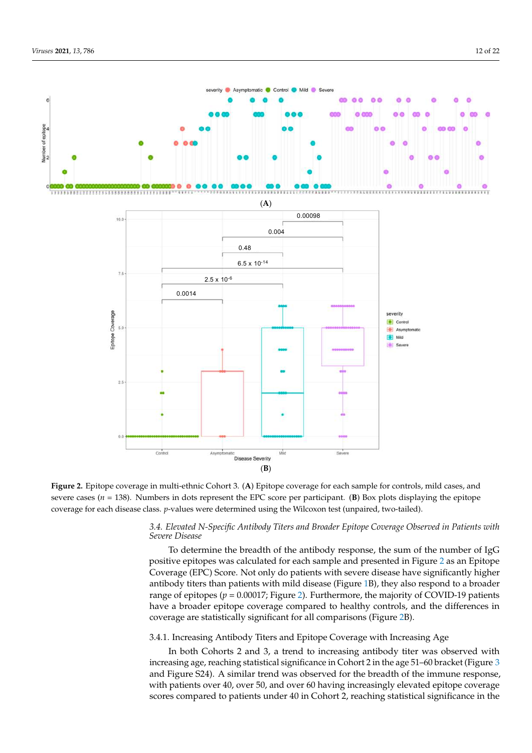**Figure 2.** Epitope coverage in multi-ethnic Cohort 3. (**A**) Epitope coverage for each sample for controls, mild cases, and severe cases ($n$ = 138). Numbers in dots represent the EPC score per participant. (**B**) Box plots displaying the epitope coverage for each disease class. $p$-values were determined using the Wilcoxon test (unpaired, two-tailed).

### *3.4. Elevated N-Specific Antibody Titers and Broader Epitope Coverage Observed in Patients with Severe Disease*

To determine the breadth of the antibody response, the sum of the number of IgG positive epitopes was calculated for each sample and presented in Figure 2 as an Epitope Coverage (EPC) Score. Not only do patients with severe disease have significantly higher antibody titers than patients with mild disease (Figure 1B), they also respond to a broader range of epitopes ($p$ = 0.00017; Figure 2). Furthermore, the majority of COVID-19 patients have a broader epitope coverage compared to healthy controls, and the differences in coverage are statistically significant for all comparisons (Figure 2B).

#### 3.4.1. Increasing Antibody Titers and Epitope Coverage with Increasing Age

In both Cohorts 2 and 3, a trend to increasing antibody titer was observed with increasing age, reaching statistical significance in Cohort 2 in the age 51–60 bracket (Figure 3 and Figure S24). A similar trend was observed for the breadth of the immune response, with patients over 40, over 50, and over 60 having increasingly elevated epitope coverage scores compared to patients under 40 in Cohort 2, reaching statistical significance in the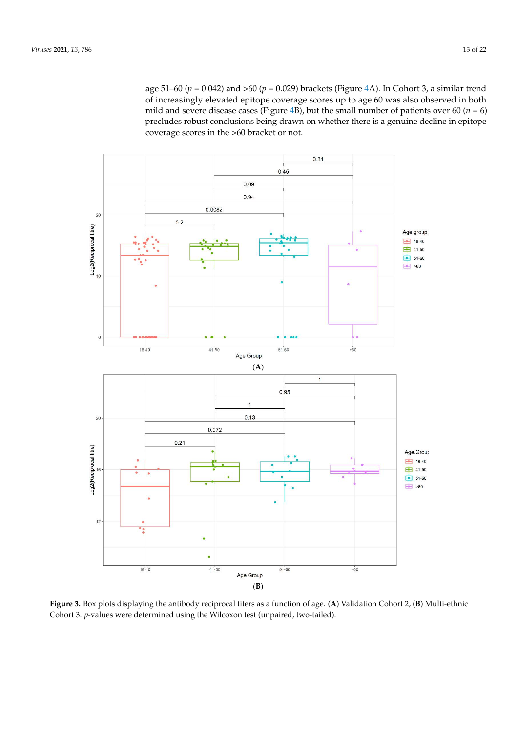age 51–60 ($p = 0.042$) and >60 ($p = 0.029$) brackets (Figure 4A). In Cohort 3, a similar trend of increasingly elevated epitope coverage scores up to age 60 was also observed in both mild and severe disease cases (Figure 4B), but the small number of patients over 60 ($n = 6$) precludes robust conclusions being drawn on whether there is a genuine decline in epitope coverage scores in the >60 bracket or not.

(A)

(B)

**Figure 3.** Box plots displaying the antibody reciprocal titers as a function of age. (**A**) Validation Cohort 2, (**B**) Multi-ethnic Cohort 3. *p*-values were determined using the Wilcoxon test (unpaired, two-tailed).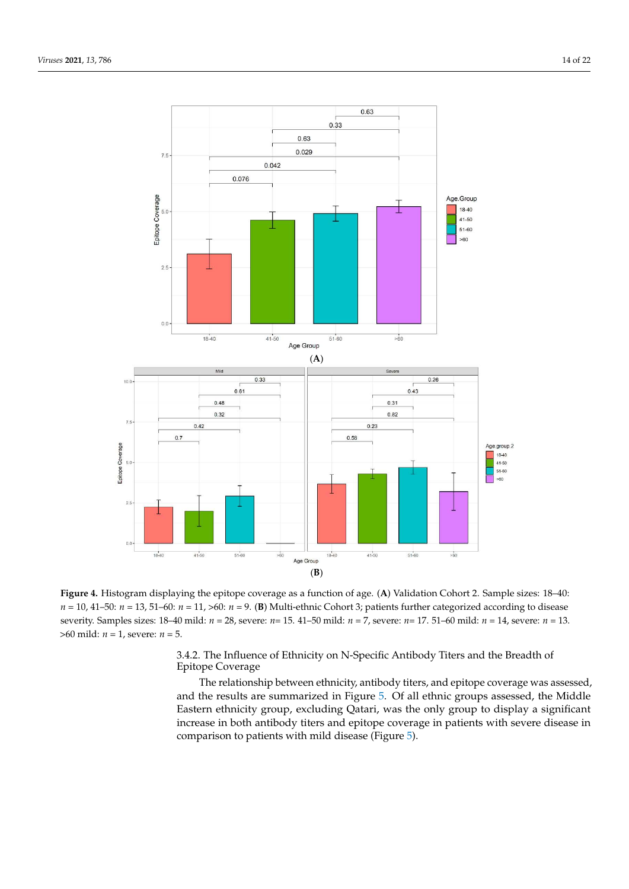**Figure 4.** Histogram displaying the epitope coverage as a function of age. (**A**) Validation Cohort 2. Sample sizes: 18–40: $n = 10$, 41–50: $n = 13$, 51–60: $n = 11$, >60: $n = 9$. (**B**) Multi-ethnic Cohort 3; patients further categorized according to disease severity. Samples sizes: 18–40 mild: $n = 28$, severe: $n = 15$. 41–50 mild: $n = 7$, severe: $n = 17$. 51–60 mild: $n = 14$, severe: $n = 13$. >60 mild: $n = 1$, severe: $n = 5$.

#### 3.4.2. The Influence of Ethnicity on N-Specific Antibody Titers and the Breadth of Epitope Coverage

The relationship between ethnicity, antibody titers, and epitope coverage was assessed, and the results are summarized in Figure 5. Of all ethnic groups assessed, the Middle Eastern ethnicity group, excluding Qatari, was the only group to display a significant increase in both antibody titers and epitope coverage in patients with severe disease in comparison to patients with mild disease (Figure 5).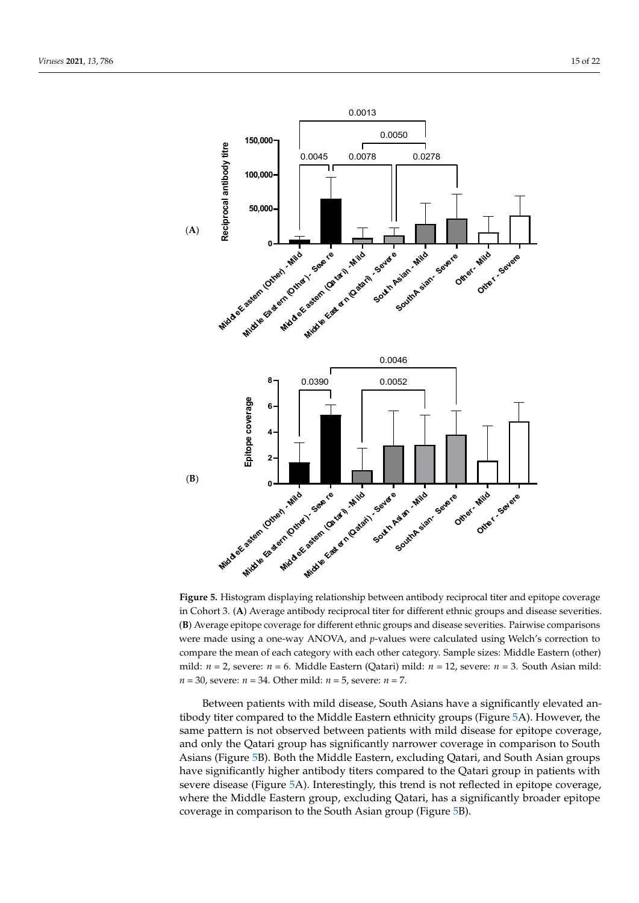**Figure 5.** Histogram displaying relationship between antibody reciprocal titer and epitope coverage in Cohort 3. (**A**) Average antibody reciprocal titer for different ethnic groups and disease severities. (**B**) Average epitope coverage for different ethnic groups and disease severities. Pairwise comparisons were made using a one-way ANOVA, and $p$-values were calculated using Welch's correction to compare the mean of each category with each other category. Sample sizes: Middle Eastern (other) mild: $n = 2$, severe: $n = 6$. Middle Eastern (Qatari) mild: $n = 12$, severe: $n = 3$. South Asian mild: $n = 30$, severe: $n = 34$. Other mild: $n = 5$, severe: $n = 7$.

Between patients with mild disease, South Asians have a significantly elevated antibody titer compared to the Middle Eastern ethnicity groups (Figure 5A). However, the same pattern is not observed between patients with mild disease for epitope coverage, and only the Qatari group has significantly narrower coverage in comparison to South Asians (Figure 5B). Both the Middle Eastern, excluding Qatari, and South Asian groups have significantly higher antibody titers compared to the Qatari group in patients with severe disease (Figure 5A). Interestingly, this trend is not reflected in epitope coverage, where the Middle Eastern group, excluding Qatari, has a significantly broader epitope coverage in comparison to the South Asian group (Figure 5B).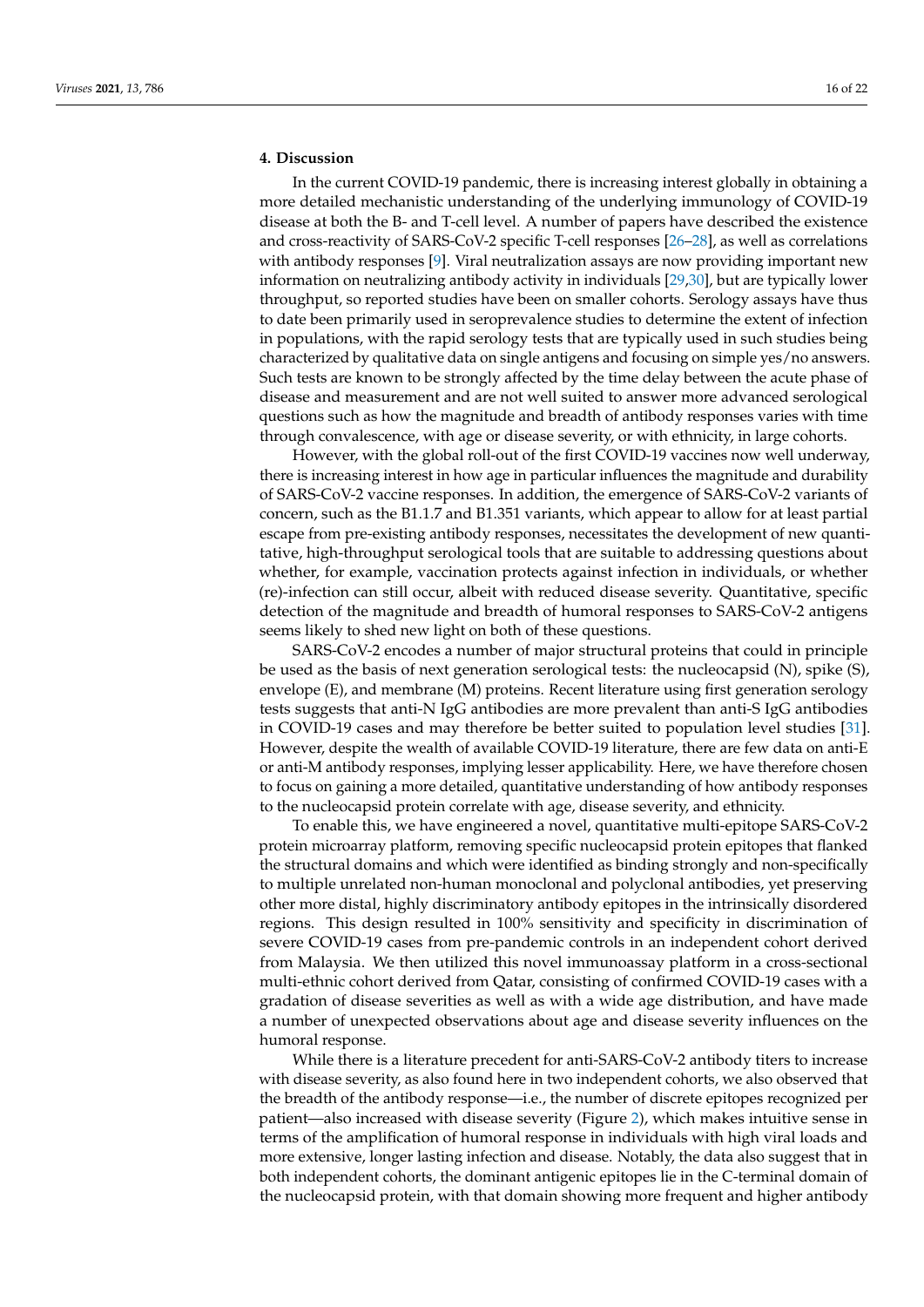## 4. Discussion

In the current COVID-19 pandemic, there is increasing interest globally in obtaining a more detailed mechanistic understanding of the underlying immunology of COVID-19 disease at both the B- and T-cell level. A number of papers have described the existence and cross-reactivity of SARS-CoV-2 specific T-cell responses [26–28], as well as correlations with antibody responses [9]. Viral neutralization assays are now providing important new information on neutralizing antibody activity in individuals [29,30], but are typically lower throughput, so reported studies have been on smaller cohorts. Serology assays have thus to date been primarily used in seroprevalence studies to determine the extent of infection in populations, with the rapid serology tests that are typically used in such studies being characterized by qualitative data on single antigens and focusing on simple yes/no answers. Such tests are known to be strongly affected by the time delay between the acute phase of disease and measurement and are not well suited to answer more advanced serological questions such as how the magnitude and breadth of antibody responses varies with time through convalescence, with age or disease severity, or with ethnicity, in large cohorts.

However, with the global roll-out of the first COVID-19 vaccines now well underway, there is increasing interest in how age in particular influences the magnitude and durability of SARS-CoV-2 vaccine responses. In addition, the emergence of SARS-CoV-2 variants of concern, such as the B1.1.7 and B1.351 variants, which appear to allow for at least partial escape from pre-existing antibody responses, necessitates the development of new quantitative, high-throughput serological tools that are suitable to addressing questions about whether, for example, vaccination protects against infection in individuals, or whether (re)-infection can still occur, albeit with reduced disease severity. Quantitative, specific detection of the magnitude and breadth of humoral responses to SARS-CoV-2 antigens seems likely to shed new light on both of these questions.

SARS-CoV-2 encodes a number of major structural proteins that could in principle be used as the basis of next generation serological tests: the nucleocapsid (N), spike (S), envelope (E), and membrane (M) proteins. Recent literature using first generation serology tests suggests that anti-N IgG antibodies are more prevalent than anti-S IgG antibodies in COVID-19 cases and may therefore be better suited to population level studies [31]. However, despite the wealth of available COVID-19 literature, there are few data on anti-E or anti-M antibody responses, implying lesser applicability. Here, we have therefore chosen to focus on gaining a more detailed, quantitative understanding of how antibody responses to the nucleocapsid protein correlate with age, disease severity, and ethnicity.

To enable this, we have engineered a novel, quantitative multi-epitope SARS-CoV-2 protein microarray platform, removing specific nucleocapsid protein epitopes that flanked the structural domains and which were identified as binding strongly and non-specifically to multiple unrelated non-human monoclonal and polyclonal antibodies, yet preserving other more distal, highly discriminatory antibody epitopes in the intrinsically disordered regions. This design resulted in 100% sensitivity and specificity in discrimination of severe COVID-19 cases from pre-pandemic controls in an independent cohort derived from Malaysia. We then utilized this novel immunoassay platform in a cross-sectional multi-ethnic cohort derived from Qatar, consisting of confirmed COVID-19 cases with a gradation of disease severities as well as with a wide age distribution, and have made a number of unexpected observations about age and disease severity influences on the humoral response.

While there is a literature precedent for anti-SARS-CoV-2 antibody titers to increase with disease severity, as also found here in two independent cohorts, we also observed that the breadth of the antibody response—i.e., the number of discrete epitopes recognized per patient—also increased with disease severity (Figure 2), which makes intuitive sense in terms of the amplification of humoral response in individuals with high viral loads and more extensive, longer lasting infection and disease. Notably, the data also suggest that in both independent cohorts, the dominant antigenic epitopes lie in the C-terminal domain of the nucleocapsid protein, with that domain showing more frequent and higher antibody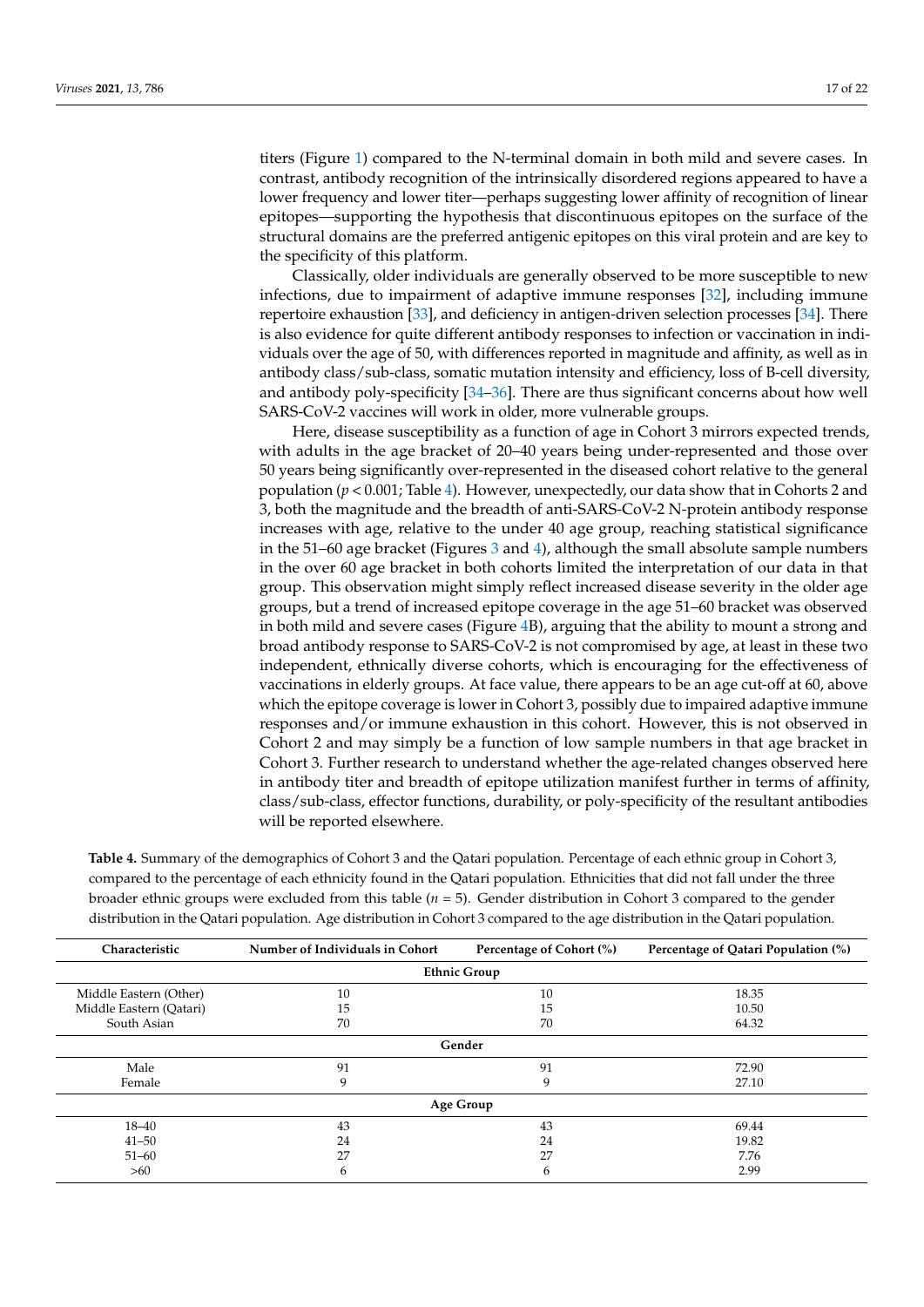titers (Figure 1) compared to the N-terminal domain in both mild and severe cases. In contrast, antibody recognition of the intrinsically disordered regions appeared to have a lower frequency and lower titer—perhaps suggesting lower affinity of recognition of linear epitopes—supporting the hypothesis that discontinuous epitopes on the surface of the structural domains are the preferred antigenic epitopes on this viral protein and are key to the specificity of this platform.

Classically, older individuals are generally observed to be more susceptible to new infections, due to impairment of adaptive immune responses [32], including immune repertoire exhaustion [33], and deficiency in antigen-driven selection processes [34]. There is also evidence for quite different antibody responses to infection or vaccination in individuals over the age of 50, with differences reported in magnitude and affinity, as well as in antibody class/sub-class, somatic mutation intensity and efficiency, loss of B-cell diversity, and antibody poly-specificity [34–36]. There are thus significant concerns about how well SARS-CoV-2 vaccines will work in older, more vulnerable groups.

Here, disease susceptibility as a function of age in Cohort 3 mirrors expected trends, with adults in the age bracket of 20–40 years being under-represented and those over 50 years being significantly over-represented in the diseased cohort relative to the general population ($p < 0.001$; Table 4). However, unexpectedly, our data show that in Cohorts 2 and 3, both the magnitude and the breadth of anti-SARS-CoV-2 N-protein antibody response increases with age, relative to the under 40 age group, reaching statistical significance in the 51–60 age bracket (Figures 3 and 4), although the small absolute sample numbers in the over 60 age bracket in both cohorts limited the interpretation of our data in that group. This observation might simply reflect increased disease severity in the older age groups, but a trend of increased epitope coverage in the age 51–60 bracket was observed in both mild and severe cases (Figure 4B), arguing that the ability to mount a strong and broad antibody response to SARS-CoV-2 is not compromised by age, at least in these two independent, ethnically diverse cohorts, which is encouraging for the effectiveness of vaccinations in elderly groups. At face value, there appears to be an age cut-off at 60, above which the epitope coverage is lower in Cohort 3, possibly due to impaired adaptive immune responses and/or immune exhaustion in this cohort. However, this is not observed in Cohort 2 and may simply be a function of low sample numbers in that age bracket in Cohort 3. Further research to understand whether the age-related changes observed here in antibody titer and breadth of epitope utilization manifest further in terms of affinity, class/sub-class, effector functions, durability, or poly-specificity of the resultant antibodies will be reported elsewhere.

**Table 4.** Summary of the demographics of Cohort 3 and the Qatari population. Percentage of each ethnic group in Cohort 3, compared to the percentage of each ethnicity found in the Qatari population. Ethnicities that did not fall under the three broader ethnic groups were excluded from this table ($n = 5$). Gender distribution in Cohort 3 compared to the gender distribution in the Qatari population. Age distribution in Cohort 3 compared to the age distribution in the Qatari population.

| Characteristic | Number of Individuals in Cohort | Percentage of Cohort (%) | Percentage of Qatari Population (%) |
|---|---|---|---|
| **Ethnic Group** | | | |
| Middle Eastern (Other) | 10 | 10 | 18.35 |
| Middle Eastern (Qatari) | 15 | 15 | 10.50 |
| South Asian | 70 | 70 | 64.32 |
| **Gender** | | | |
| Male | 91 | 91 | 72.90 |
| Female | 9 | 9 | 27.10 |
| **Age Group** | | | |
| 18–40 | 43 | 43 | 69.44 |
| 41–50 | 24 | 24 | 19.82 |
| 51–60 | 27 | 27 | 7.76 |
| >60 | 6 | 6 | 2.99 |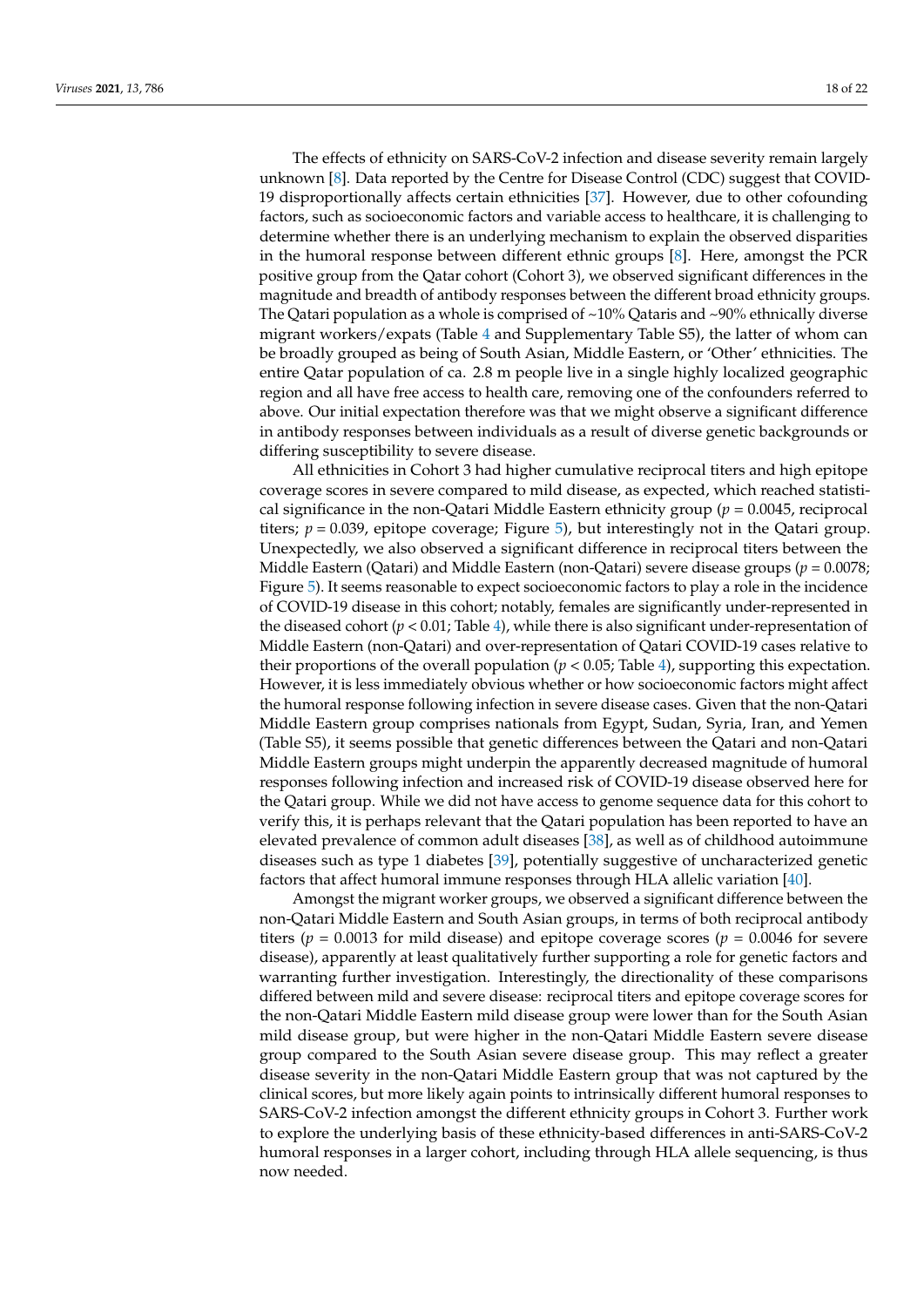The effects of ethnicity on SARS-CoV-2 infection and disease severity remain largely unknown [8]. Data reported by the Centre for Disease Control (CDC) suggest that COVID-19 disproportionally affects certain ethnicities [37]. However, due to other cofounding factors, such as socioeconomic factors and variable access to healthcare, it is challenging to determine whether there is an underlying mechanism to explain the observed disparities in the humoral response between different ethnic groups [8]. Here, amongst the PCR positive group from the Qatar cohort (Cohort 3), we observed significant differences in the magnitude and breadth of antibody responses between the different broad ethnicity groups. The Qatari population as a whole is comprised of ~10% Qataris and ~90% ethnically diverse migrant workers/expats (Table 4 and Supplementary Table S5), the latter of whom can be broadly grouped as being of South Asian, Middle Eastern, or 'Other' ethnicities. The entire Qatar population of ca. 2.8 m people live in a single highly localized geographic region and all have free access to health care, removing one of the confounders referred to above. Our initial expectation therefore was that we might observe a significant difference in antibody responses between individuals as a result of diverse genetic backgrounds or differing susceptibility to severe disease.

All ethnicities in Cohort 3 had higher cumulative reciprocal titers and high epitope coverage scores in severe compared to mild disease, as expected, which reached statistical significance in the non-Qatari Middle Eastern ethnicity group ($p = 0.0045$, reciprocal titers; $p = 0.039$, epitope coverage; Figure 5), but interestingly not in the Qatari group. Unexpectedly, we also observed a significant difference in reciprocal titers between the Middle Eastern (Qatari) and Middle Eastern (non-Qatari) severe disease groups ($p = 0.0078$; Figure 5). It seems reasonable to expect socioeconomic factors to play a role in the incidence of COVID-19 disease in this cohort; notably, females are significantly under-represented in the diseased cohort ($p < 0.01$; Table 4), while there is also significant under-representation of Middle Eastern (non-Qatari) and over-representation of Qatari COVID-19 cases relative to their proportions of the overall population ($p < 0.05$; Table 4), supporting this expectation. However, it is less immediately obvious whether or how socioeconomic factors might affect the humoral response following infection in severe disease cases. Given that the non-Qatari Middle Eastern group comprises nationals from Egypt, Sudan, Syria, Iran, and Yemen (Table S5), it seems possible that genetic differences between the Qatari and non-Qatari Middle Eastern groups might underpin the apparently decreased magnitude of humoral responses following infection and increased risk of COVID-19 disease observed here for the Qatari group. While we did not have access to genome sequence data for this cohort to verify this, it is perhaps relevant that the Qatari population has been reported to have an elevated prevalence of common adult diseases [38], as well as of childhood autoimmune diseases such as type 1 diabetes [39], potentially suggestive of uncharacterized genetic factors that affect humoral immune responses through HLA allelic variation [40].

Amongst the migrant worker groups, we observed a significant difference between the non-Qatari Middle Eastern and South Asian groups, in terms of both reciprocal antibody titers ($p = 0.0013$ for mild disease) and epitope coverage scores ($p = 0.0046$ for severe disease), apparently at least qualitatively further supporting a role for genetic factors and warranting further investigation. Interestingly, the directionality of these comparisons differed between mild and severe disease: reciprocal titers and epitope coverage scores for the non-Qatari Middle Eastern mild disease group were lower than for the South Asian mild disease group, but were higher in the non-Qatari Middle Eastern severe disease group compared to the South Asian severe disease group. This may reflect a greater disease severity in the non-Qatari Middle Eastern group that was not captured by the clinical scores, but more likely again points to intrinsically different humoral responses to SARS-CoV-2 infection amongst the different ethnicity groups in Cohort 3. Further work to explore the underlying basis of these ethnicity-based differences in anti-SARS-CoV-2 humoral responses in a larger cohort, including through HLA allele sequencing, is thus now needed.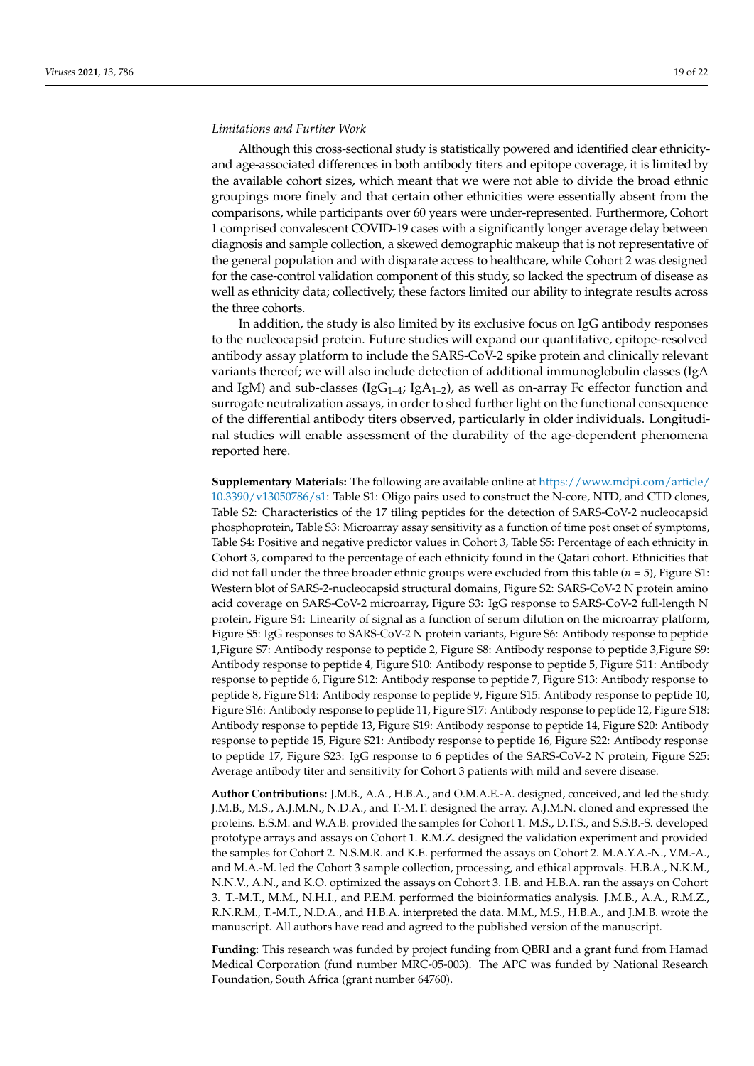*Limitations and Further Work*

Although this cross-sectional study is statistically powered and identified clear ethnicity- and age-associated differences in both antibody titers and epitope coverage, it is limited by the available cohort sizes, which meant that we were not able to divide the broad ethnic groupings more finely and that certain other ethnicities were essentially absent from the comparisons, while participants over 60 years were under-represented. Furthermore, Cohort 1 comprised convalescent COVID-19 cases with a significantly longer average delay between diagnosis and sample collection, a skewed demographic makeup that is not representative of the general population and with disparate access to healthcare, while Cohort 2 was designed for the case-control validation component of this study, so lacked the spectrum of disease as well as ethnicity data; collectively, these factors limited our ability to integrate results across the three cohorts.

In addition, the study is also limited by its exclusive focus on IgG antibody responses to the nucleocapsid protein. Future studies will expand our quantitative, epitope-resolved antibody assay platform to include the SARS-CoV-2 spike protein and clinically relevant variants thereof; we will also include detection of additional immunoglobulin classes (IgA and IgM) and sub-classes ($IgG_{1–4}$; $IgA_{1–2}$), as well as on-array Fc effector function and surrogate neutralization assays, in order to shed further light on the functional consequence of the differential antibody titers observed, particularly in older individuals. Longitudinal studies will enable assessment of the durability of the age-dependent phenomena reported here.

**Supplementary Materials:** The following are available online at https://www.mdpi.com/article/10.3390/v13050786/s1: Table S1: Oligo pairs used to construct the N-core, NTD, and CTD clones, Table S2: Characteristics of the 17 tiling peptides for the detection of SARS-CoV-2 nucleocapsid phosphoprotein, Table S3: Microarray assay sensitivity as a function of time post onset of symptoms, Table S4: Positive and negative predictor values in Cohort 3, Table S5: Percentage of each ethnicity in Cohort 3, compared to the percentage of each ethnicity found in the Qatari cohort. Ethnicities that did not fall under the three broader ethnic groups were excluded from this table ($n$ = 5), Figure S1: Western blot of SARS-2-nucleocapsid structural domains, Figure S2: SARS-CoV-2 N protein amino acid coverage on SARS-CoV-2 microarray, Figure S3: IgG response to SARS-CoV-2 full-length N protein, Figure S4: Linearity of signal as a function of serum dilution on the microarray platform, Figure S5: IgG responses to SARS-CoV-2 N protein variants, Figure S6: Antibody response to peptide 1,Figure S7: Antibody response to peptide 2, Figure S8: Antibody response to peptide 3,Figure S9: Antibody response to peptide 4, Figure S10: Antibody response to peptide 5, Figure S11: Antibody response to peptide 6, Figure S12: Antibody response to peptide 7, Figure S13: Antibody response to peptide 8, Figure S14: Antibody response to peptide 9, Figure S15: Antibody response to peptide 10, Figure S16: Antibody response to peptide 11, Figure S17: Antibody response to peptide 12, Figure S18: Antibody response to peptide 13, Figure S19: Antibody response to peptide 14, Figure S20: Antibody response to peptide 15, Figure S21: Antibody response to peptide 16, Figure S22: Antibody response to peptide 17, Figure S23: IgG response to 6 peptides of the SARS-CoV-2 N protein, Figure S25: Average antibody titer and sensitivity for Cohort 3 patients with mild and severe disease.

**Author Contributions:** J.M.B., A.A., H.B.A., and O.M.A.E.-A. designed, conceived, and led the study. J.M.B., M.S., A.J.M.N., N.D.A., and T.-M.T. designed the array. A.J.M.N. cloned and expressed the proteins. E.S.M. and W.A.B. provided the samples for Cohort 1. M.S., D.T.S., and S.S.B.-S. developed prototype arrays and assays on Cohort 1. R.M.Z. designed the validation experiment and provided the samples for Cohort 2. N.S.M.R. and K.E. performed the assays on Cohort 2. M.A.Y.A.-N., V.M.-A., and M.A.-M. led the Cohort 3 sample collection, processing, and ethical approvals. H.B.A., N.K.M., N.N.V., A.N., and K.O. optimized the assays on Cohort 3. I.B. and H.B.A. ran the assays on Cohort 3. T.-M.T., M.M., N.H.I., and P.E.M. performed the bioinformatics analysis. J.M.B., A.A., R.M.Z., R.N.R.M., T.-M.T., N.D.A., and H.B.A. interpreted the data. M.M., M.S., H.B.A., and J.M.B. wrote the manuscript. All authors have read and agreed to the published version of the manuscript.

**Funding:** This research was funded by project funding from QBRI and a grant fund from Hamad Medical Corporation (fund number MRC-05-003). The APC was funded by National Research Foundation, South Africa (grant number 64760).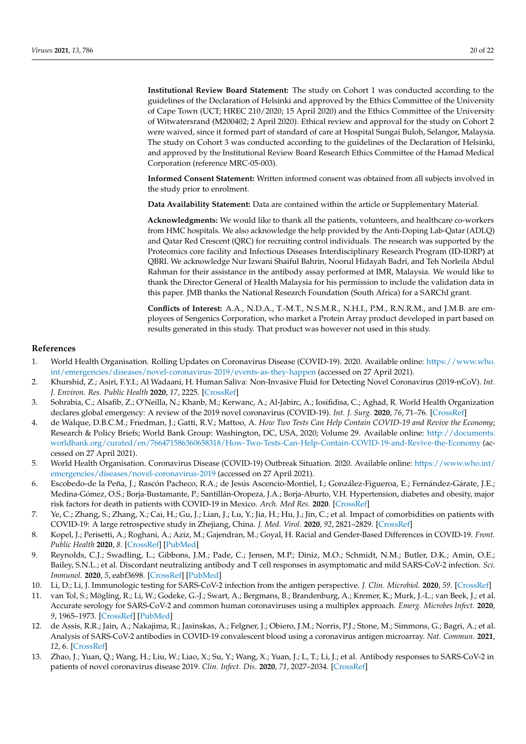**Institutional Review Board Statement:** The study on Cohort 1 was conducted according to the guidelines of the Declaration of Helsinki and approved by the Ethics Committee of the University of Cape Town (UCT; HREC 210/2020; 15 April 2020) and the Ethics Committee of the University of Witwatersrand (M200402; 2 April 2020). Ethical review and approval for the study on Cohort 2 were waived, since it formed part of standard of care at Hospital Sungai Buloh, Selangor, Malaysia. The study on Cohort 3 was conducted according to the guidelines of the Declaration of Helsinki, and approved by the Institutional Review Board Research Ethics Committee of the Hamad Medical Corporation (reference MRC-05-003).

**Informed Consent Statement:** Written informed consent was obtained from all subjects involved in the study prior to enrolment.

**Data Availability Statement:** Data are contained within the article or Supplementary Material.

**Acknowledgments:** We would like to thank all the patients, volunteers, and healthcare co-workers from HMC hospitals. We also acknowledge the help provided by the Anti-Doping Lab-Qatar (ADLQ) and Qatar Red Crescent (QRC) for recruiting control individuals. The research was supported by the Proteomics core facility and Infectious Diseases Interdisciplinary Research Program (ID-IDRP) at QBRI. We acknowledge Nur Izwani Shaiful Bahrin, Noorul Hidayah Badri, and Teh Norleila Abdul Rahman for their assistance in the antibody assay performed at IMR, Malaysia. We would like to thank the Director General of Health Malaysia for his permission to include the validation data in this paper. JMB thanks the National Research Foundation (South Africa) for a SARChI grant.

**Conflicts of Interest:** A.A., N.D.A., T.-M.T., N.S.M.R., N.H.I., P.M., R.N.R.M., and J.M.B. are employees of Sengenics Corporation, who market a Protein Array product developed in part based on results generated in this study. That product was however not used in this study.

## References

1. World Health Organisation. Rolling Updates on Coronavirus Disease (COVID-19). 2020. Available online: https://www.who.int/emergencies/diseases/novel-coronavirus-2019/events-as-they-happen (accessed on 27 April 2021).
2. Khurshid, Z.; Asiri, F.Y.I.; Al Wadaani, H. Human Saliva: Non-Invasive Fluid for Detecting Novel Coronavirus (2019-nCoV). *Int. J. Environ. Res. Public Health* **2020**, *17*, 2225. [CrossRef]
3. Sohrabia, C.; Alsafib, Z.; O'Neilla, N.; Khanb, M.; Kerwanc, A.; Al-Jabirc, A.; Iosifidisa, C.; Aghad, R. World Health Organization declares global emergency: A review of the 2019 novel coronavirus (COVID-19). *Int. J. Surg.* **2020**, *76*, 71–76. [CrossRef]
4. de Walque, D.B.C.M.; Friedman, J.; Gatti, R.V.; Mattoo, A. *How Two Tests Can Help Contain COVID-19 and Revive the Economy*; Research & Policy Briefs; World Bank Group: Washington, DC, USA, 2020; Volume 29. Available online: http://documents.worldbank.org/curated/en/766471586360658318/How-Two-Tests-Can-Help-Contain-COVID-19-and-Revive-the-Economy (accessed on 27 April 2021).
5. World Health Organisation. Coronavirus Disease (COVID-19) Outbreak Situation. 2020. Available online: https://www.who.int/emergencies/diseases/novel-coronavirus-2019 (accessed on 27 April 2021).
6. Escobedo-de la Peña, J.; Rascón Pacheco, R.A.; de Jesús Ascencio-Montiel, I.; González-Figueroa, E.; Fernández-Gárate, J.E.; Medina-Gómez, O.S.; Borja-Bustamante, P.; Santillán-Oropeza, J.A.; Borja-Aburto, V.H. Hypertension, diabetes and obesity, major risk factors for death in patients with COVID-19 in Mexico. *Arch. Med Res.* **2020**. [CrossRef]
7. Ye, C.; Zhang, S.; Zhang, X.; Cai, H.; Gu, J.; Lian, J.; Lu, Y.; Jia, H.; Hu, J.; Jin, C.; et al. Impact of comorbidities on patients with COVID-19: A large retrospective study in Zhejiang, China. *J. Med. Virol.* **2020**, *92*, 2821–2829. [CrossRef]
8. Kopel, J.; Perisetti, A.; Roghani, A.; Aziz, M.; Gajendran, M.; Goyal, H. Racial and Gender-Based Differences in COVID-19. *Front. Public Health* **2020**, *8*. [CrossRef] [PubMed]
9. Reynolds, C.J.; Swadling, L.; Gibbons, J.M.; Pade, C.; Jensen, M.P.; Diniz, M.O.; Schmidt, N.M.; Butler, D.K.; Amin, O.E.; Bailey, S.N.L.; et al. Discordant neutralizing antibody and T cell responses in asymptomatic and mild SARS-CoV-2 infection. *Sci. Immunol.* **2020**, *5*, eabf3698. [CrossRef] [PubMed]
10. Li, D.; Li, J. Immunologic testing for SARS-CoV-2 infection from the antigen perspective. *J. Clin. Microbiol.* **2020**, *59*. [CrossRef]
11. van Tol, S.; Mögling, R.; Li, W.; Godeke, G.-J.; Swart, A.; Bergmans, B.; Brandenburg, A.; Kremer, K.; Murk, J.-L.; van Beek, J.; et al. Accurate serology for SARS-CoV-2 and common human coronaviruses using a multiplex approach. *Emerg. Microbes Infect.* **2020**, *9*, 1965–1973. [CrossRef] [PubMed]
12. de Assis, R.R.; Jain, A.; Nakajima, R.; Jasinskas, A.; Felgner, J.; Obiero, J.M.; Norris, P.J.; Stone, M.; Simmons, G.; Bagri, A.; et al. Analysis of SARS-CoV-2 antibodies in COVID-19 convalescent blood using a coronavirus antigen microarray. *Nat. Commun.* **2021**, *12*, 6. [CrossRef]
13. Zhao, J.; Yuan, Q.; Wang, H.; Liu, W.; Liao, X.; Su, Y.; Wang, X.; Yuan, J.; L, T.; Li, J.; et al. Antibody responses to SARS-CoV-2 in patients of novel coronavirus disease 2019. *Clin. Infect. Dis.* **2020**, *71*, 2027–2034. [CrossRef]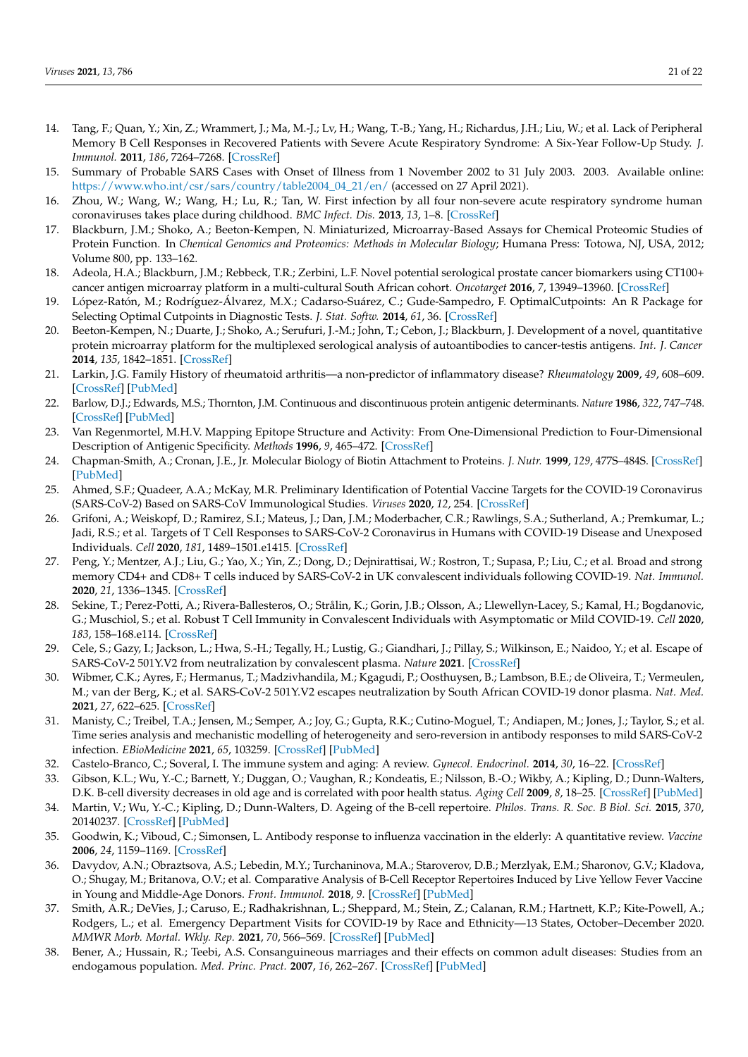14. Tang, F.; Quan, Y.; Xin, Z.; Wrammert, J.; Ma, M.-J.; Lv, H.; Wang, T.-B.; Yang, H.; Richardus, J.H.; Liu, W.; et al. Lack of Peripheral Memory B Cell Responses in Recovered Patients with Severe Acute Respiratory Syndrome: A Six-Year Follow-Up Study. *J. Immunol.* **2011**, *186*, 7264–7268. [CrossRef]
15. Summary of Probable SARS Cases with Onset of Illness from 1 November 2002 to 31 July 2003. 2003. Available online: https://www.who.int/csr/sars/country/table2004_04_21/en/ (accessed on 27 April 2021).
16. Zhou, W.; Wang, W.; Wang, H.; Lu, R.; Tan, W. First infection by all four non-severe acute respiratory syndrome human coronaviruses takes place during childhood. *BMC Infect. Dis.* **2013**, *13*, 1–8. [CrossRef]
17. Blackburn, J.M.; Shoko, A.; Beeton-Kempen, N. Miniaturized, Microarray-Based Assays for Chemical Proteomic Studies of Protein Function. In *Chemical Genomics and Proteomics: Methods in Molecular Biology*; Humana Press: Totowa, NJ, USA, 2012; Volume 800, pp. 133–162.
18. Adeola, H.A.; Blackburn, J.M.; Rebbeck, T.R.; Zerbini, L.F. Novel potential serological prostate cancer biomarkers using CT100+ cancer antigen microarray platform in a multi-cultural South African cohort. *Oncotarget* **2016**, *7*, 13949–13960. [CrossRef]
19. López-Ratón, M.; Rodríguez-Álvarez, M.X.; Cadarso-Suárez, C.; Gude-Sampedro, F. OptimalCutpoints: An R Package for Selecting Optimal Cutpoints in Diagnostic Tests. *J. Stat. Softw.* **2014**, *61*, 36. [CrossRef]
20. Beeton-Kempen, N.; Duarte, J.; Shoko, A.; Serufuri, J.-M.; John, T.; Cebon, J.; Blackburn, J. Development of a novel, quantitative protein microarray platform for the multiplexed serological analysis of autoantibodies to cancer-testis antigens. *Int. J. Cancer* **2014**, *135*, 1842–1851. [CrossRef]
21. Larkin, J.G. Family History of rheumatoid arthritis—a non-predictor of inflammatory disease? *Rheumatology* **2009**, *49*, 608–609. [CrossRef] [PubMed]
22. Barlow, D.J.; Edwards, M.S.; Thornton, J.M. Continuous and discontinuous protein antigenic determinants. *Nature* **1986**, *322*, 747–748. [CrossRef] [PubMed]
23. Van Regenmortel, M.H.V. Mapping Epitope Structure and Activity: From One-Dimensional Prediction to Four-Dimensional Description of Antigenic Specificity. *Methods* **1996**, *9*, 465–472. [CrossRef]
24. Chapman-Smith, A.; Cronan, J.E., Jr. Molecular Biology of Biotin Attachment to Proteins. *J. Nutr.* **1999**, *129*, 477S–484S. [CrossRef] [PubMed]
25. Ahmed, S.F.; Quadeer, A.A.; McKay, M.R. Preliminary Identification of Potential Vaccine Targets for the COVID-19 Coronavirus (SARS-CoV-2) Based on SARS-CoV Immunological Studies. *Viruses* **2020**, *12*, 254. [CrossRef]
26. Grifoni, A.; Weiskopf, D.; Ramirez, S.I.; Mateus, J.; Dan, J.M.; Moderbacher, C.R.; Rawlings, S.A.; Sutherland, A.; Premkumar, L.; Jadi, R.S.; et al. Targets of T Cell Responses to SARS-CoV-2 Coronavirus in Humans with COVID-19 Disease and Unexposed Individuals. *Cell* **2020**, *181*, 1489–1501.e1415. [CrossRef]
27. Peng, Y.; Mentzer, A.J.; Liu, G.; Yao, X.; Yin, Z.; Dong, D.; Dejnirattisai, W.; Rostron, T.; Supasa, P.; Liu, C.; et al. Broad and strong memory CD4+ and CD8+ T cells induced by SARS-CoV-2 in UK convalescent individuals following COVID-19. *Nat. Immunol.* **2020**, *21*, 1336–1345. [CrossRef]
28. Sekine, T.; Perez-Potti, A.; Rivera-Ballesteros, O.; Strålin, K.; Gorin, J.B.; Olsson, A.; Llewellyn-Lacey, S.; Kamal, H.; Bogdanovic, G.; Muschiol, S.; et al. Robust T Cell Immunity in Convalescent Individuals with Asymptomatic or Mild COVID-19. *Cell* **2020**, *183*, 158–168.e114. [CrossRef]
29. Cele, S.; Gazy, I.; Jackson, L.; Hwa, S.-H.; Tegally, H.; Lustig, G.; Giandhari, J.; Pillay, S.; Wilkinson, E.; Naidoo, Y.; et al. Escape of SARS-CoV-2 501Y.V2 from neutralization by convalescent plasma. *Nature* **2021**. [CrossRef]
30. Wibmer, C.K.; Ayres, F.; Hermanus, T.; Madzivhandila, M.; Kgagudi, P.; Oosthuysen, B.; Lambson, B.E.; de Oliveira, T.; Vermeulen, M.; van der Berg, K.; et al. SARS-CoV-2 501Y.V2 escapes neutralization by South African COVID-19 donor plasma. *Nat. Med.* **2021**, *27*, 622–625. [CrossRef]
31. Manisty, C.; Treibel, T.A.; Jensen, M.; Semper, A.; Joy, G.; Gupta, R.K.; Cutino-Moguel, T.; Andiapen, M.; Jones, J.; Taylor, S.; et al. Time series analysis and mechanistic modelling of heterogeneity and sero-reversion in antibody responses to mild SARS-CoV-2 infection. *EBioMedicine* **2021**, *65*, 103259. [CrossRef] [PubMed]
32. Castelo-Branco, C.; Soveral, I. The immune system and aging: A review. *Gynecol. Endocrinol.* **2014**, *30*, 16–22. [CrossRef]
33. Gibson, K.L.; Wu, Y.-C.; Barnett, Y.; Duggan, O.; Vaughan, R.; Kondeatis, E.; Nilsson, B.-O.; Wikby, A.; Kipling, D.; Dunn-Walters, D.K. B-cell diversity decreases in old age and is correlated with poor health status. *Aging Cell* **2009**, *8*, 18–25. [CrossRef] [PubMed]
34. Martin, V.; Wu, Y.-C.; Kipling, D.; Dunn-Walters, D. Ageing of the B-cell repertoire. *Philos. Trans. R. Soc. B Biol. Sci.* **2015**, *370*, 20140237. [CrossRef] [PubMed]
35. Goodwin, K.; Viboud, C.; Simonsen, L. Antibody response to influenza vaccination in the elderly: A quantitative review. *Vaccine* **2006**, *24*, 1159–1169. [CrossRef]
36. Davydov, A.N.; Obraztsova, A.S.; Lebedin, M.Y.; Turchaninova, M.A.; Staroverov, D.B.; Merzlyak, E.M.; Sharonov, G.V.; Kladova, O.; Shugay, M.; Britanova, O.V.; et al. Comparative Analysis of B-Cell Receptor Repertoires Induced by Live Yellow Fever Vaccine in Young and Middle-Age Donors. *Front. Immunol.* **2018**, *9*. [CrossRef] [PubMed]
37. Smith, A.R.; DeVies, J.; Caruso, E.; Radhakrishnan, L.; Sheppard, M.; Stein, Z.; Calanan, R.M.; Hartnett, K.P.; Kite-Powell, A.; Rodgers, L.; et al. Emergency Department Visits for COVID-19 by Race and Ethnicity—13 States, October–December 2020. *MMWR Morb. Mortal. Wkly. Rep.* **2021**, *70*, 566–569. [CrossRef] [PubMed]
38. Bener, A.; Hussain, R.; Teebi, A.S. Consanguineous marriages and their effects on common adult diseases: Studies from an endogamous population. *Med. Princ. Pract.* **2007**, *16*, 262–267. [CrossRef] [PubMed]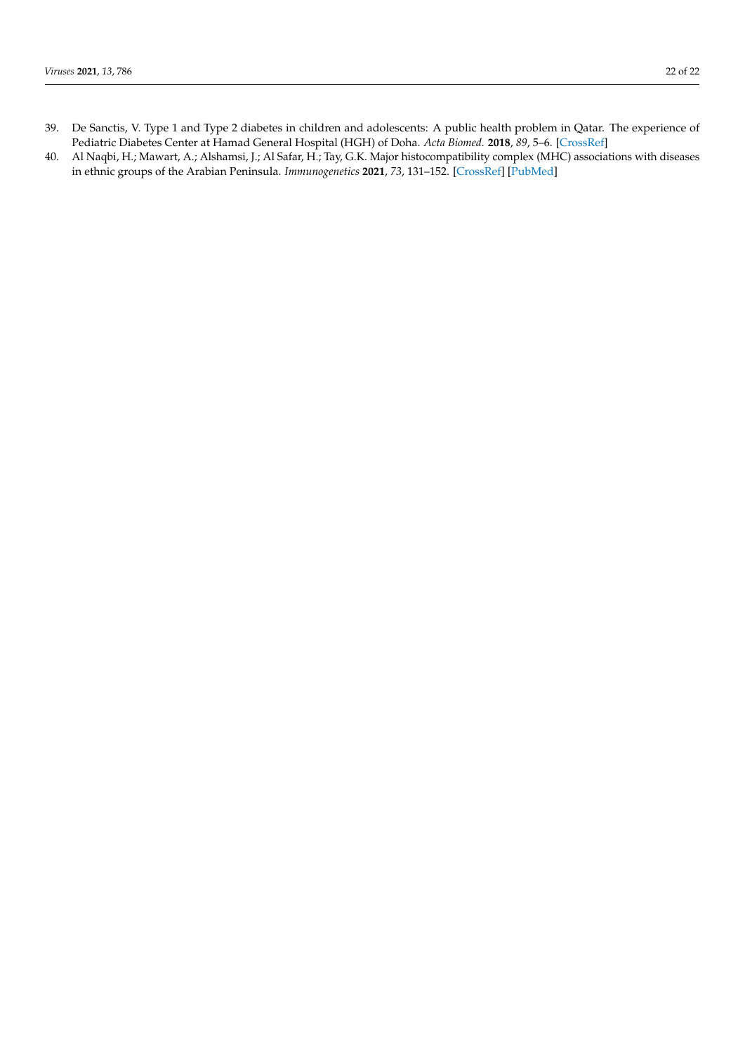39. De Sanctis, V. Type 1 and Type 2 diabetes in children and adolescents: A public health problem in Qatar. The experience of Pediatric Diabetes Center at Hamad General Hospital (HGH) of Doha. *Acta Biomed.* **2018**, *89*, 5–6. [CrossRef]
40. Al Naqbi, H.; Mawart, A.; Alshamsi, J.; Al Safar, H.; Tay, G.K. Major histocompatibility complex (MHC) associations with diseases in ethnic groups of the Arabian Peninsula. *Immunogenetics* **2021**, *73*, 131–152. [CrossRef] [PubMed]